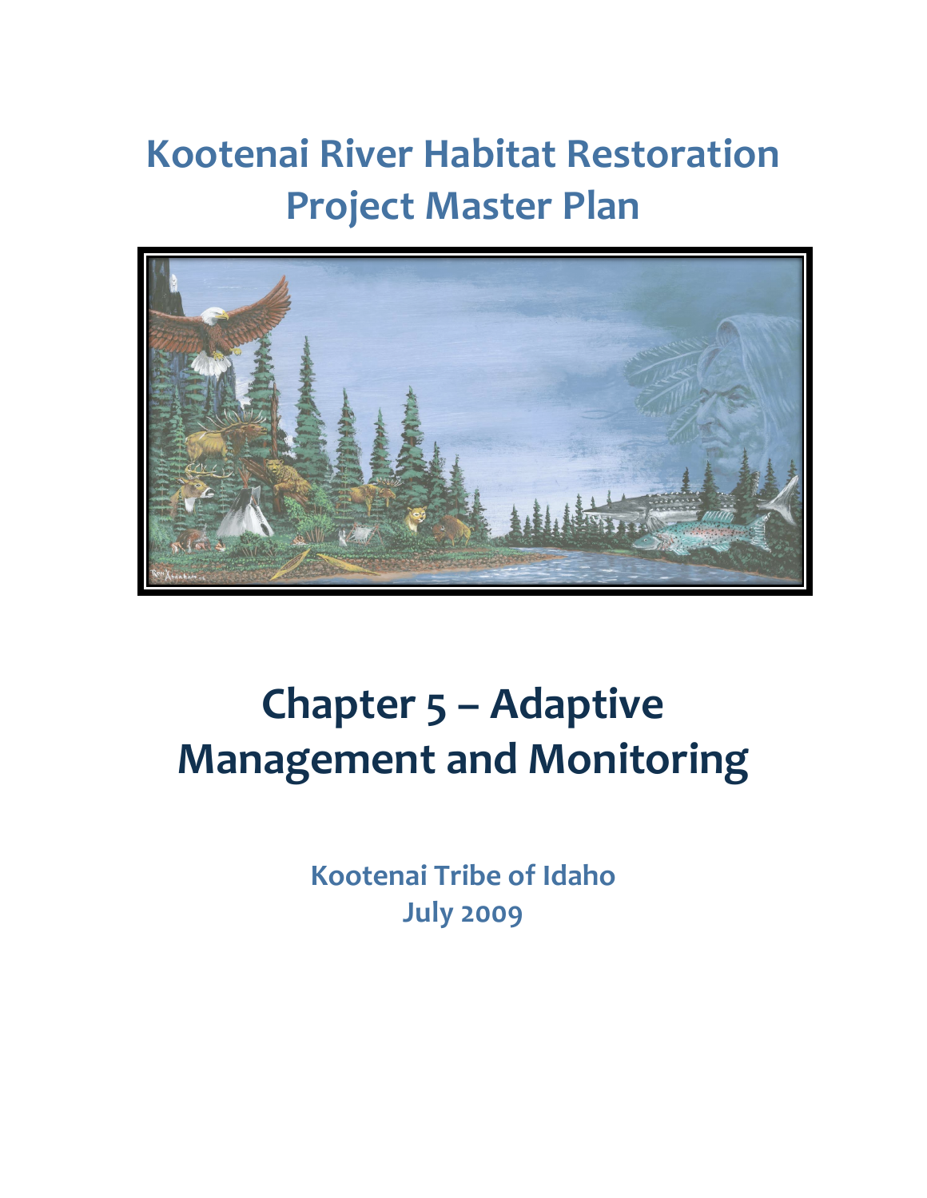# Kootenai River Habitat Restoration Project Master Plan

# Chapter 5 – Adaptive Management and Monitoring

**Kootenai Tribe of Idaho**
**July 2009**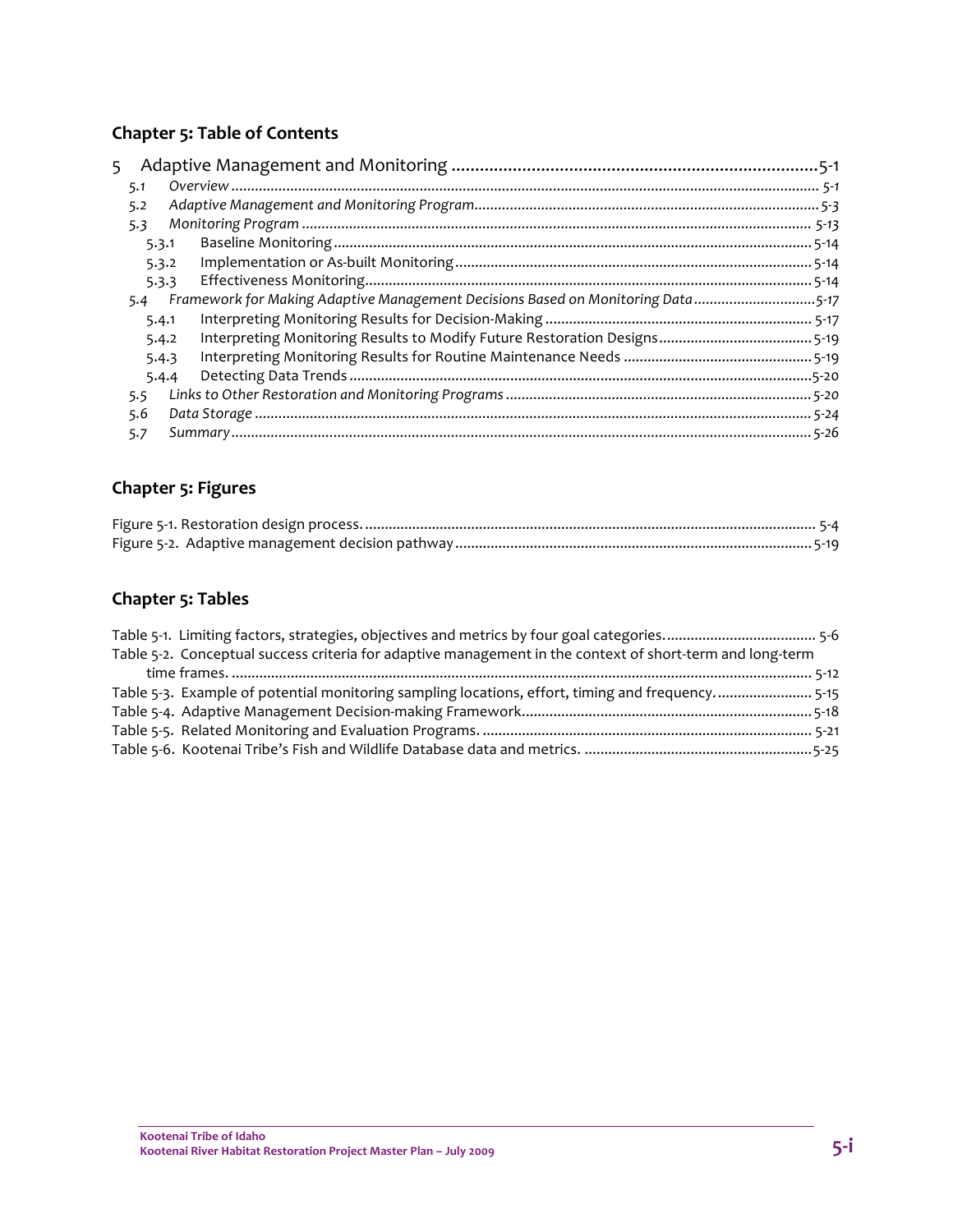## Chapter 5: Table of Contents

5 Adaptive Management and Monitoring ............................................................................5-1
- 5.1 *Overview* ........................................................................................................................ 5-1
- 5.2 *Adaptive Management and Monitoring Program*........................................................................5-3
- 5.3 *Monitoring Program* ............................................................................................................ 5-13
  - 5.3.1 Baseline Monitoring ...................................................................................................... 5-14
  - 5.3.2 Implementation or As-built Monitoring .......................................................................... 5-14
  - 5.3.3 Effectiveness Monitoring................................................................................................ 5-14
- 5.4 *Framework for Making Adaptive Management Decisions Based on Monitoring Data* ..............................5-17
  - 5.4.1 Interpreting Monitoring Results for Decision-Making .................................................... 5-17
  - 5.4.2 Interpreting Monitoring Results to Modify Future Restoration Designs............................ 5-19
  - 5.4.3 Interpreting Monitoring Results for Routine Maintenance Needs ................................... 5-19
  - 5.4.4 Detecting Data Trends ..................................................................................................5-20
- 5.5 *Links to Other Restoration and Monitoring Programs* ......................................................... 5-20
- 5.6 *Data Storage* .................................................................................................................... 5-24
- 5.7 *Summary* ......................................................................................................................... 5-26

## Chapter 5: Figures

Figure 5-1. Restoration design process. ..................................................................................... 5-4
Figure 5-2. Adaptive management decision pathway ...................................................................5-19

## Chapter 5: Tables

Table 5-1. Limiting factors, strategies, objectives and metrics by four goal categories....................................... 5-6
Table 5-2. Conceptual success criteria for adaptive management in the context of short-term and long-term time frames. ..................................................................................................................... 5-12
Table 5-3. Example of potential monitoring sampling locations, effort, timing and frequency. ....................... 5-15
Table 5-4. Adaptive Management Decision-making Framework............................................................ 5-18
Table 5-5. Related Monitoring and Evaluation Programs. ................................................................. 5-21
Table 5-6. Kootenai Tribe's Fish and Wildlife Database data and metrics. ..........................................5-25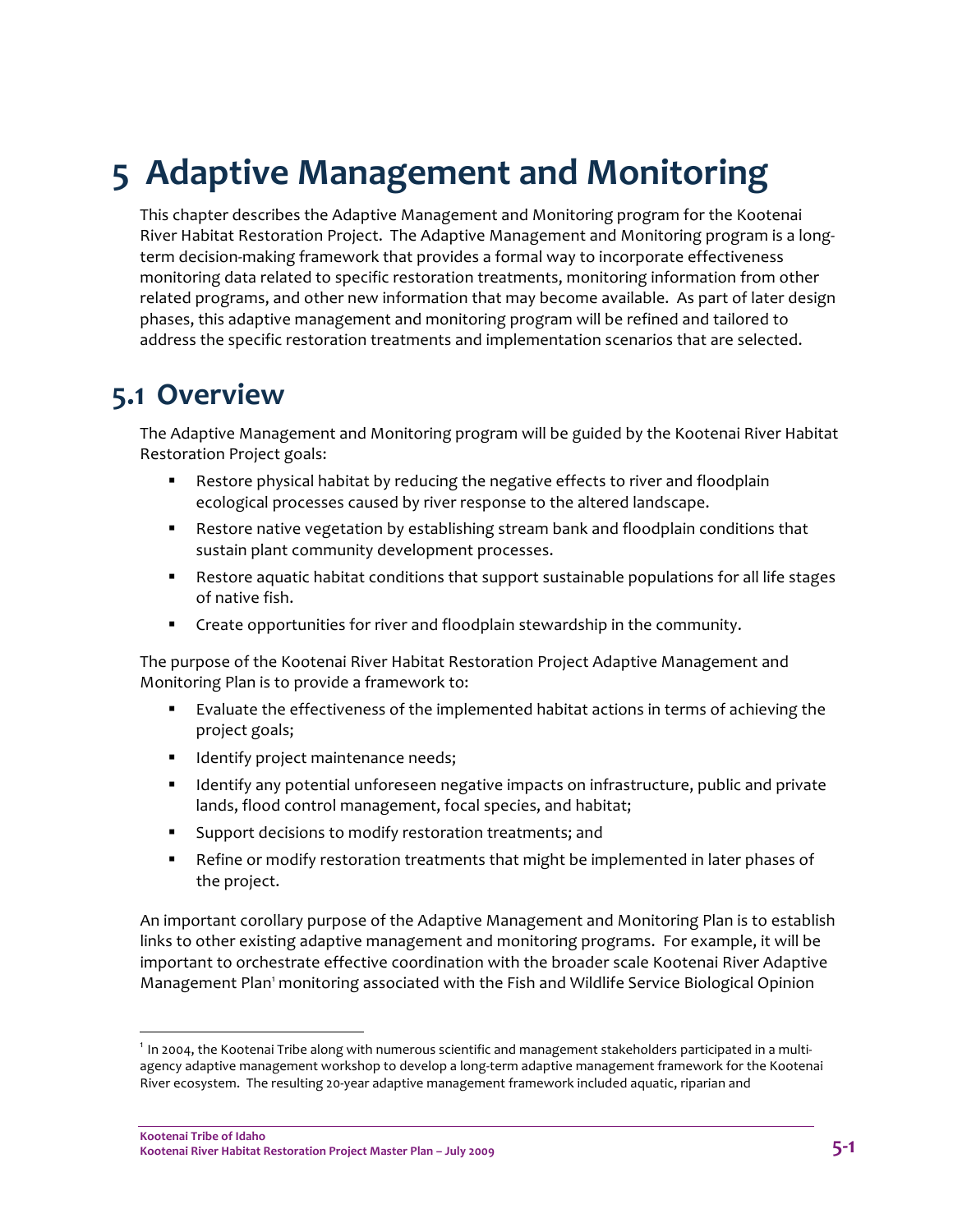# 5 Adaptive Management and Monitoring

This chapter describes the Adaptive Management and Monitoring program for the Kootenai River Habitat Restoration Project. The Adaptive Management and Monitoring program is a long-term decision-making framework that provides a formal way to incorporate effectiveness monitoring data related to specific restoration treatments, monitoring information from other related programs, and other new information that may become available. As part of later design phases, this adaptive management and monitoring program will be refined and tailored to address the specific restoration treatments and implementation scenarios that are selected.

## 5.1 Overview

The Adaptive Management and Monitoring program will be guided by the Kootenai River Habitat Restoration Project goals:

- Restore physical habitat by reducing the negative effects to river and floodplain ecological processes caused by river response to the altered landscape.
- Restore native vegetation by establishing stream bank and floodplain conditions that sustain plant community development processes.
- Restore aquatic habitat conditions that support sustainable populations for all life stages of native fish.
- Create opportunities for river and floodplain stewardship in the community.

The purpose of the Kootenai River Habitat Restoration Project Adaptive Management and Monitoring Plan is to provide a framework to:

- Evaluate the effectiveness of the implemented habitat actions in terms of achieving the project goals;
- Identify project maintenance needs;
- Identify any potential unforeseen negative impacts on infrastructure, public and private lands, flood control management, focal species, and habitat;
- Support decisions to modify restoration treatments; and
- Refine or modify restoration treatments that might be implemented in later phases of the project.

An important corollary purpose of the Adaptive Management and Monitoring Plan is to establish links to other existing adaptive management and monitoring programs. For example, it will be important to orchestrate effective coordination with the broader scale Kootenai River Adaptive Management Plan[1] monitoring associated with the Fish and Wildlife Service Biological Opinion

[1] In 2004, the Kootenai Tribe along with numerous scientific and management stakeholders participated in a multi-agency adaptive management workshop to develop a long-term adaptive management framework for the Kootenai River ecosystem. The resulting 20-year adaptive management framework included aquatic, riparian and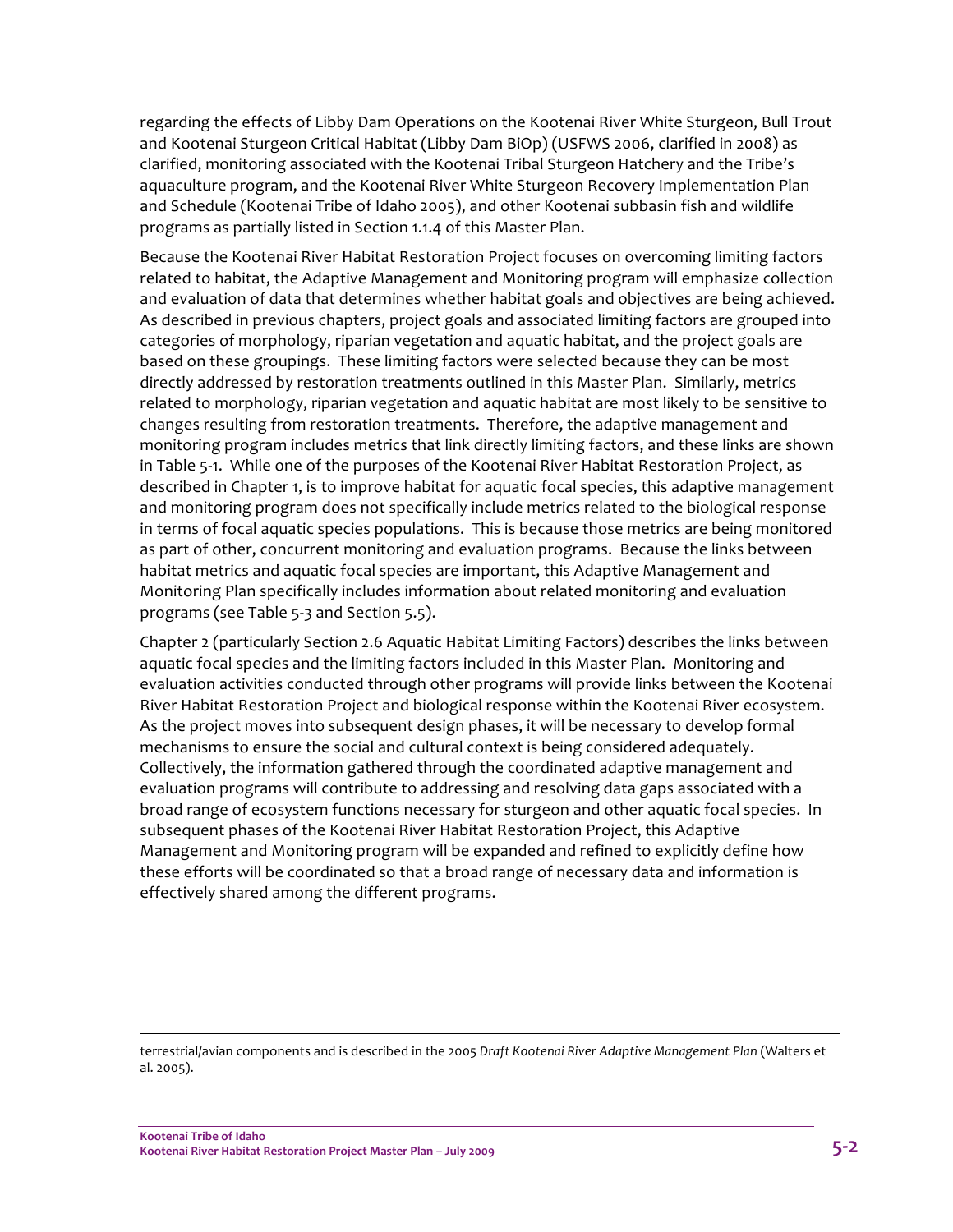regarding the effects of Libby Dam Operations on the Kootenai River White Sturgeon, Bull Trout and Kootenai Sturgeon Critical Habitat (Libby Dam BiOp) (USFWS 2006, clarified in 2008) as clarified, monitoring associated with the Kootenai Tribal Sturgeon Hatchery and the Tribe's aquaculture program, and the Kootenai River White Sturgeon Recovery Implementation Plan and Schedule (Kootenai Tribe of Idaho 2005), and other Kootenai subbasin fish and wildlife programs as partially listed in Section 1.1.4 of this Master Plan.

Because the Kootenai River Habitat Restoration Project focuses on overcoming limiting factors related to habitat, the Adaptive Management and Monitoring program will emphasize collection and evaluation of data that determines whether habitat goals and objectives are being achieved. As described in previous chapters, project goals and associated limiting factors are grouped into categories of morphology, riparian vegetation and aquatic habitat, and the project goals are based on these groupings. These limiting factors were selected because they can be most directly addressed by restoration treatments outlined in this Master Plan. Similarly, metrics related to morphology, riparian vegetation and aquatic habitat are most likely to be sensitive to changes resulting from restoration treatments. Therefore, the adaptive management and monitoring program includes metrics that link directly limiting factors, and these links are shown in Table 5-1. While one of the purposes of the Kootenai River Habitat Restoration Project, as described in Chapter 1, is to improve habitat for aquatic focal species, this adaptive management and monitoring program does not specifically include metrics related to the biological response in terms of focal aquatic species populations. This is because those metrics are being monitored as part of other, concurrent monitoring and evaluation programs. Because the links between habitat metrics and aquatic focal species are important, this Adaptive Management and Monitoring Plan specifically includes information about related monitoring and evaluation programs (see Table 5-3 and Section 5.5).

Chapter 2 (particularly Section 2.6 Aquatic Habitat Limiting Factors) describes the links between aquatic focal species and the limiting factors included in this Master Plan. Monitoring and evaluation activities conducted through other programs will provide links between the Kootenai River Habitat Restoration Project and biological response within the Kootenai River ecosystem. As the project moves into subsequent design phases, it will be necessary to develop formal mechanisms to ensure the social and cultural context is being considered adequately. Collectively, the information gathered through the coordinated adaptive management and evaluation programs will contribute to addressing and resolving data gaps associated with a broad range of ecosystem functions necessary for sturgeon and other aquatic focal species. In subsequent phases of the Kootenai River Habitat Restoration Project, this Adaptive Management and Monitoring program will be expanded and refined to explicitly define how these efforts will be coordinated so that a broad range of necessary data and information is effectively shared among the different programs.

---

terrestrial/avian components and is described in the 2005 *Draft Kootenai River Adaptive Management Plan* (Walters et al. 2005).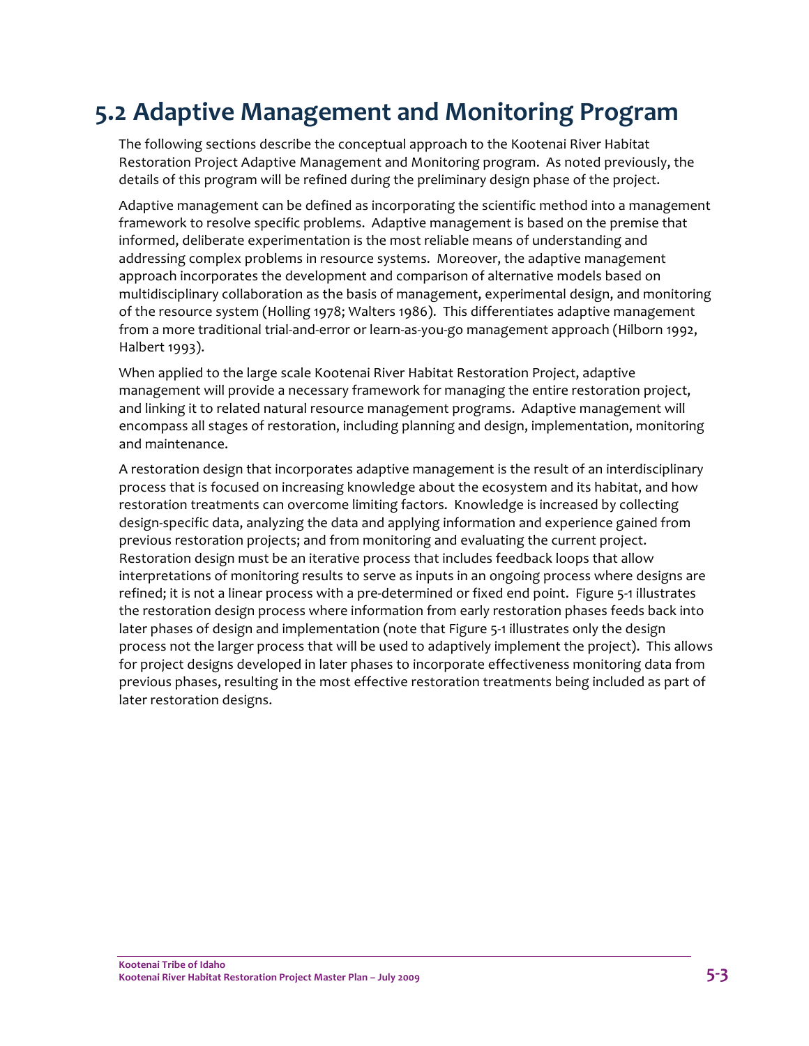# 5.2 Adaptive Management and Monitoring Program

The following sections describe the conceptual approach to the Kootenai River Habitat Restoration Project Adaptive Management and Monitoring program. As noted previously, the details of this program will be refined during the preliminary design phase of the project.

Adaptive management can be defined as incorporating the scientific method into a management framework to resolve specific problems. Adaptive management is based on the premise that informed, deliberate experimentation is the most reliable means of understanding and addressing complex problems in resource systems. Moreover, the adaptive management approach incorporates the development and comparison of alternative models based on multidisciplinary collaboration as the basis of management, experimental design, and monitoring of the resource system (Holling 1978; Walters 1986). This differentiates adaptive management from a more traditional trial-and-error or learn-as-you-go management approach (Hilborn 1992, Halbert 1993).

When applied to the large scale Kootenai River Habitat Restoration Project, adaptive management will provide a necessary framework for managing the entire restoration project, and linking it to related natural resource management programs. Adaptive management will encompass all stages of restoration, including planning and design, implementation, monitoring and maintenance.

A restoration design that incorporates adaptive management is the result of an interdisciplinary process that is focused on increasing knowledge about the ecosystem and its habitat, and how restoration treatments can overcome limiting factors. Knowledge is increased by collecting design-specific data, analyzing the data and applying information and experience gained from previous restoration projects; and from monitoring and evaluating the current project. Restoration design must be an iterative process that includes feedback loops that allow interpretations of monitoring results to serve as inputs in an ongoing process where designs are refined; it is not a linear process with a pre-determined or fixed end point. Figure 5-1 illustrates the restoration design process where information from early restoration phases feeds back into later phases of design and implementation (note that Figure 5-1 illustrates only the design process not the larger process that will be used to adaptively implement the project). This allows for project designs developed in later phases to incorporate effectiveness monitoring data from previous phases, resulting in the most effective restoration treatments being included as part of later restoration designs.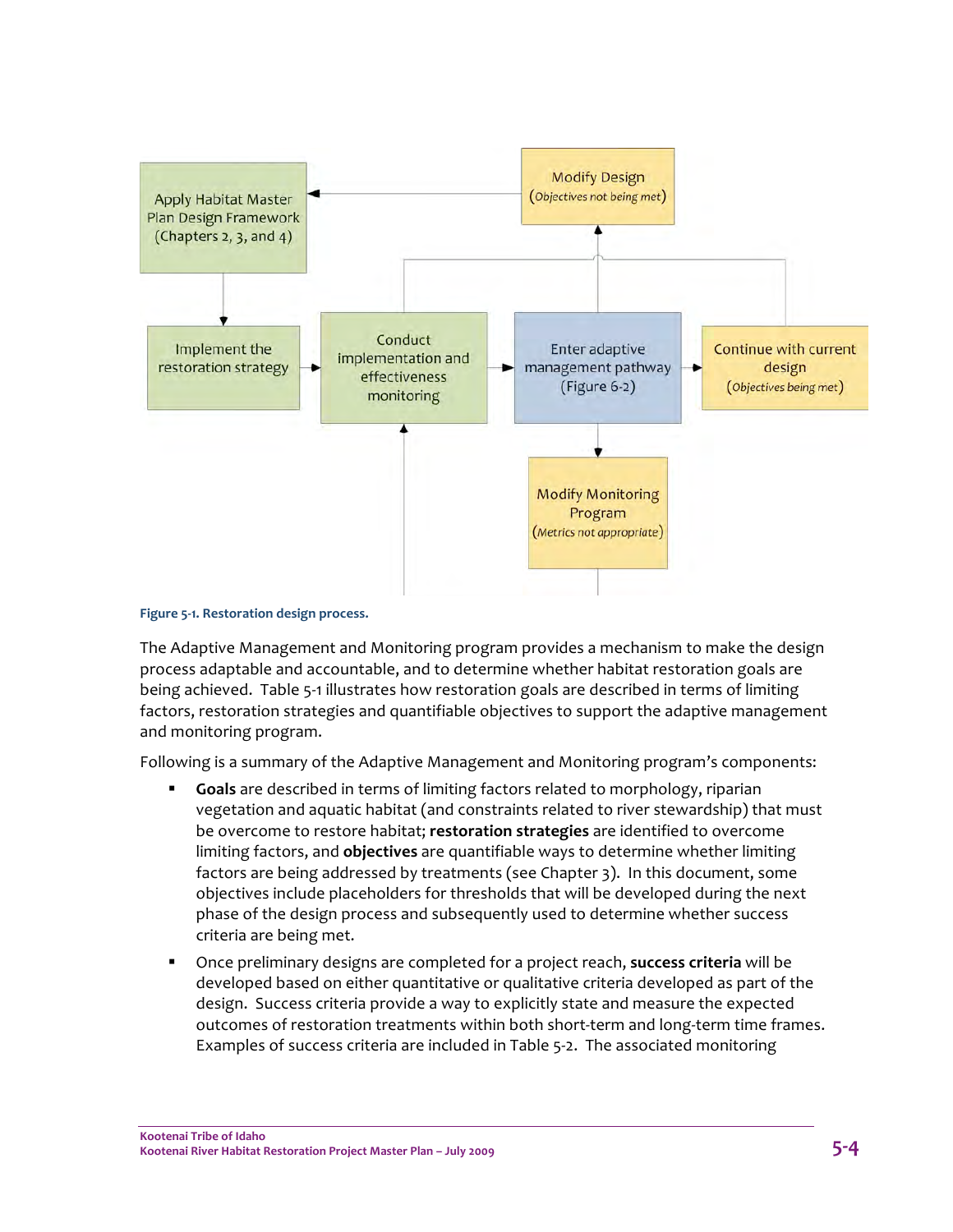Apply Habitat Master Plan Design Framework (Chapters 2, 3, and 4)

Modify Design (*Objectives not being met*)

Implement the restoration strategy

Conduct implementation and effectiveness monitoring

Enter adaptive management pathway (Figure 6-2)

Continue with current design (*Objectives being met*)

Modify Monitoring Program (*Metrics not appropriate*)

**Figure 5-1. Restoration design process.**

The Adaptive Management and Monitoring program provides a mechanism to make the design process adaptable and accountable, and to determine whether habitat restoration goals are being achieved. Table 5-1 illustrates how restoration goals are described in terms of limiting factors, restoration strategies and quantifiable objectives to support the adaptive management and monitoring program.

Following is a summary of the Adaptive Management and Monitoring program's components:

- **Goals** are described in terms of limiting factors related to morphology, riparian vegetation and aquatic habitat (and constraints related to river stewardship) that must be overcome to restore habitat; **restoration strategies** are identified to overcome limiting factors, and **objectives** are quantifiable ways to determine whether limiting factors are being addressed by treatments (see Chapter 3). In this document, some objectives include placeholders for thresholds that will be developed during the next phase of the design process and subsequently used to determine whether success criteria are being met.
- Once preliminary designs are completed for a project reach, **success criteria** will be developed based on either quantitative or qualitative criteria developed as part of the design. Success criteria provide a way to explicitly state and measure the expected outcomes of restoration treatments within both short-term and long-term time frames. Examples of success criteria are included in Table 5-2. The associated monitoring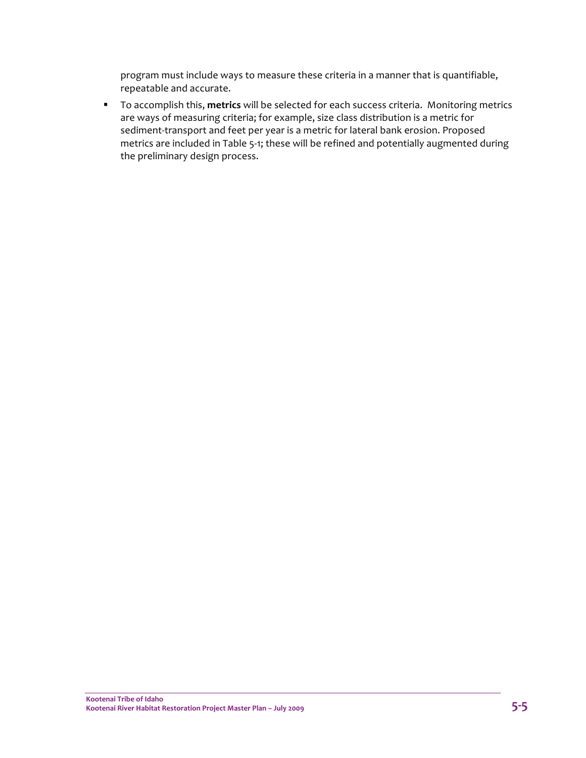program must include ways to measure these criteria in a manner that is quantifiable, repeatable and accurate.

- To accomplish this, **metrics** will be selected for each success criteria. Monitoring metrics are ways of measuring criteria; for example, size class distribution is a metric for sediment-transport and feet per year is a metric for lateral bank erosion. Proposed metrics are included in Table 5-1; these will be refined and potentially augmented during the preliminary design process.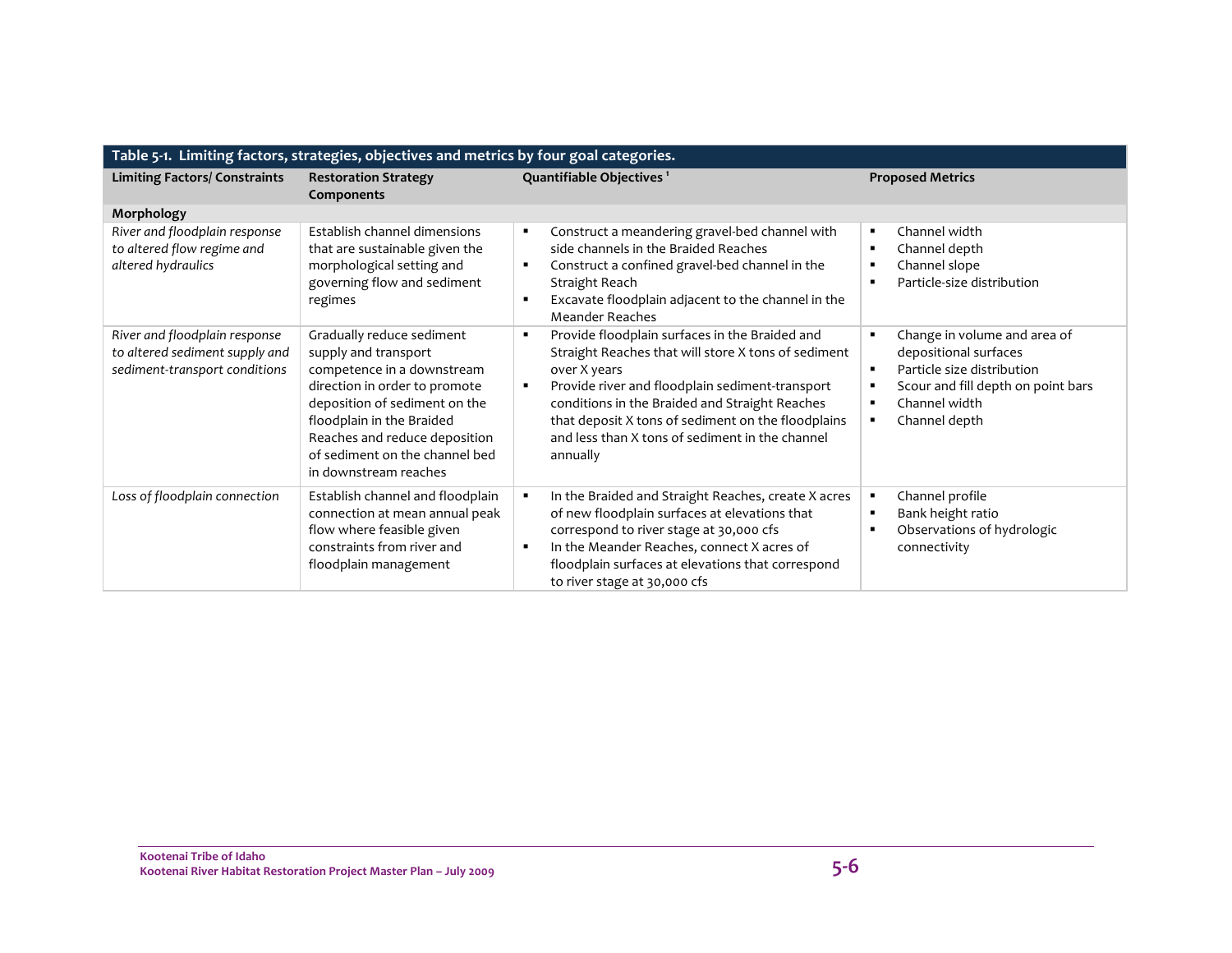**Table 5-1. Limiting factors, strategies, objectives and metrics by four goal categories.**

| Limiting Factors/ Constraints | Restoration Strategy Components | Quantifiable Objectives [1] | Proposed Metrics |
|---|---|---|---|
| **Morphology** | | | |
| *River and floodplain response to altered flow regime and altered hydraulics* | Establish channel dimensions that are sustainable given the morphological setting and governing flow and sediment regimes | ▪ Construct a meandering gravel-bed channel with side channels in the Braided Reaches<br>▪ Construct a confined gravel-bed channel in the Straight Reach<br>▪ Excavate floodplain adjacent to the channel in the Meander Reaches | ▪ Channel width<br>▪ Channel depth<br>▪ Channel slope<br>▪ Particle-size distribution |
| *River and floodplain response to altered sediment supply and sediment-transport conditions* | Gradually reduce sediment supply and transport competence in a downstream direction in order to promote deposition of sediment on the floodplain in the Braided Reaches and reduce deposition of sediment on the channel bed in downstream reaches | ▪ Provide floodplain surfaces in the Braided and Straight Reaches that will store X tons of sediment over X years<br>▪ Provide river and floodplain sediment-transport conditions in the Braided and Straight Reaches that deposit X tons of sediment on the floodplains and less than X tons of sediment in the channel annually | ▪ Change in volume and area of depositional surfaces<br>▪ Particle size distribution<br>▪ Scour and fill depth on point bars<br>▪ Channel width<br>▪ Channel depth |
| *Loss of floodplain connection* | Establish channel and floodplain connection at mean annual peak flow where feasible given constraints from river and floodplain management | ▪ In the Braided and Straight Reaches, create X acres of new floodplain surfaces at elevations that correspond to river stage at 30,000 cfs<br>▪ In the Meander Reaches, connect X acres of floodplain surfaces at elevations that correspond to river stage at 30,000 cfs | ▪ Channel profile<br>▪ Bank height ratio<br>▪ Observations of hydrologic connectivity |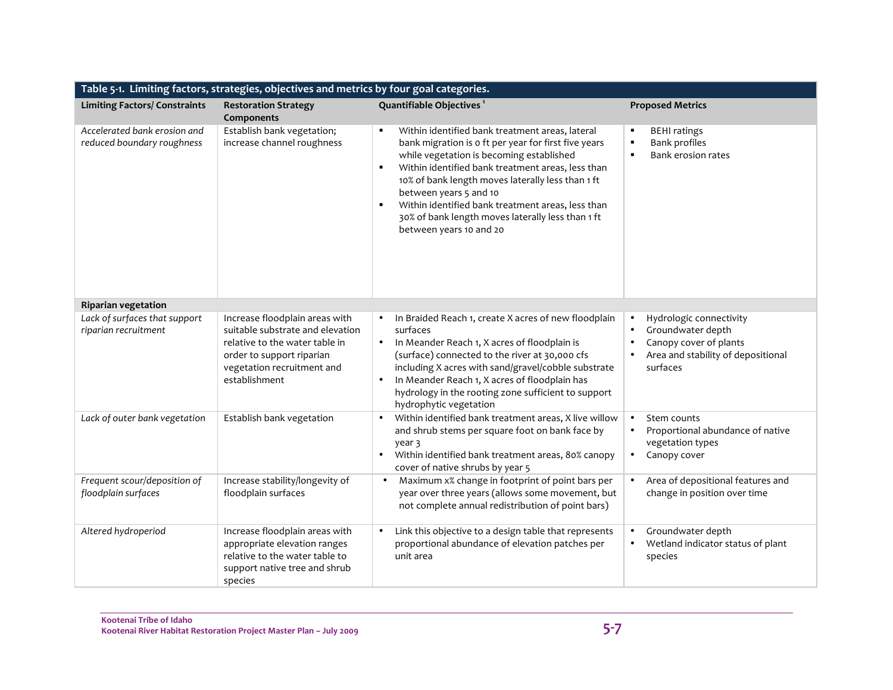| Table 5-1. Limiting factors, strategies, objectives and metrics by four goal categories. | | | |
|---|---|---|---|
| **Limiting Factors/ Constraints** | **Restoration Strategy Components** | **Quantifiable Objectives** [1] | **Proposed Metrics** |
| *Accelerated bank erosion and reduced boundary roughness* | Establish bank vegetation; increase channel roughness | ▪ Within identified bank treatment areas, lateral bank migration is 0 ft per year for first five years while vegetation is becoming established<br>▪ Within identified bank treatment areas, less than 10% of bank length moves laterally less than 1 ft between years 5 and 10<br>▪ Within identified bank treatment areas, less than 30% of bank length moves laterally less than 1 ft between years 10 and 20 | ▪ BEHI ratings<br>▪ Bank profiles<br>▪ Bank erosion rates |
| **Riparian vegetation** | | | |
| *Lack of surfaces that support riparian recruitment* | Increase floodplain areas with suitable substrate and elevation relative to the water table in order to support riparian vegetation recruitment and establishment | • In Braided Reach 1, create X acres of new floodplain surfaces<br>• In Meander Reach 1, X acres of floodplain is (surface) connected to the river at 30,000 cfs including X acres with sand/gravel/cobble substrate<br>• In Meander Reach 1, X acres of floodplain has hydrology in the rooting zone sufficient to support hydrophytic vegetation | • Hydrologic connectivity<br>• Groundwater depth<br>• Canopy cover of plants<br>• Area and stability of depositional surfaces |
| *Lack of outer bank vegetation* | Establish bank vegetation | • Within identified bank treatment areas, X live willow and shrub stems per square foot on bank face by year 3<br>• Within identified bank treatment areas, 80% canopy cover of native shrubs by year 5 | • Stem counts<br>• Proportional abundance of native vegetation types<br>• Canopy cover |
| *Frequent scour/deposition of floodplain surfaces* | Increase stability/longevity of floodplain surfaces | • Maximum x% change in footprint of point bars per year over three years (allows some movement, but not complete annual redistribution of point bars) | • Area of depositional features and change in position over time |
| *Altered hydroperiod* | Increase floodplain areas with appropriate elevation ranges relative to the water table to support native tree and shrub species | • Link this objective to a design table that represents proportional abundance of elevation patches per unit area | • Groundwater depth<br>• Wetland indicator status of plant species |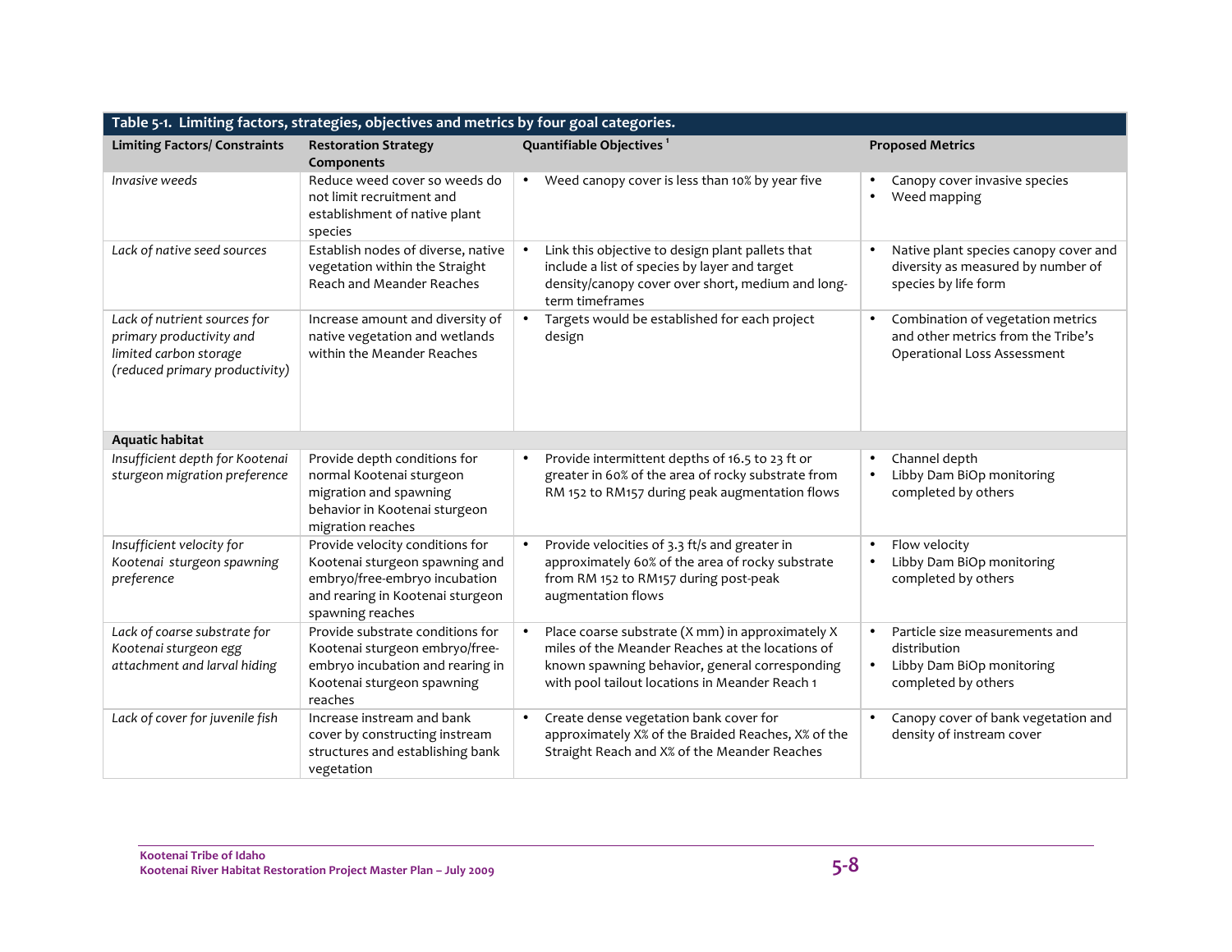**Table 5-1. Limiting factors, strategies, objectives and metrics by four goal categories.**

| Limiting Factors/ Constraints | Restoration Strategy Components | Quantifiable Objectives [1] | Proposed Metrics |
|---|---|---|---|
| *Invasive weeds* | Reduce weed cover so weeds do not limit recruitment and establishment of native plant species | • Weed canopy cover is less than 10% by year five | • Canopy cover invasive species<br>• Weed mapping |
| *Lack of native seed sources* | Establish nodes of diverse, native vegetation within the Straight Reach and Meander Reaches | • Link this objective to design plant pallets that include a list of species by layer and target density/canopy cover over short, medium and long-term timeframes | • Native plant species canopy cover and diversity as measured by number of species by life form |
| *Lack of nutrient sources for primary productivity and limited carbon storage (reduced primary productivity)* | Increase amount and diversity of native vegetation and wetlands within the Meander Reaches | • Targets would be established for each project design | • Combination of vegetation metrics and other metrics from the Tribe's Operational Loss Assessment |
| **Aquatic habitat** | | | |
| *Insufficient depth for Kootenai sturgeon migration preference* | Provide depth conditions for normal Kootenai sturgeon migration and spawning behavior in Kootenai sturgeon migration reaches | • Provide intermittent depths of 16.5 to 23 ft or greater in 60% of the area of rocky substrate from RM 152 to RM157 during peak augmentation flows | • Channel depth<br>• Libby Dam BiOp monitoring completed by others |
| *Insufficient velocity for Kootenai sturgeon spawning preference* | Provide velocity conditions for Kootenai sturgeon spawning and embryo/free-embryo incubation and rearing in Kootenai sturgeon spawning reaches | • Provide velocities of 3.3 ft/s and greater in approximately 60% of the area of rocky substrate from RM 152 to RM157 during post-peak augmentation flows | • Flow velocity<br>• Libby Dam BiOp monitoring completed by others |
| *Lack of coarse substrate for Kootenai sturgeon egg attachment and larval hiding* | Provide substrate conditions for Kootenai sturgeon embryo/free-embryo incubation and rearing in Kootenai sturgeon spawning reaches | • Place coarse substrate (X mm) in approximately X miles of the Meander Reaches at the locations of known spawning behavior, general corresponding with pool tailout locations in Meander Reach 1 | • Particle size measurements and distribution<br>• Libby Dam BiOp monitoring completed by others |
| *Lack of cover for juvenile fish* | Increase instream and bank cover by constructing instream structures and establishing bank vegetation | • Create dense vegetation bank cover for approximately X% of the Braided Reaches, X% of the Straight Reach and X% of the Meander Reaches | • Canopy cover of bank vegetation and density of instream cover |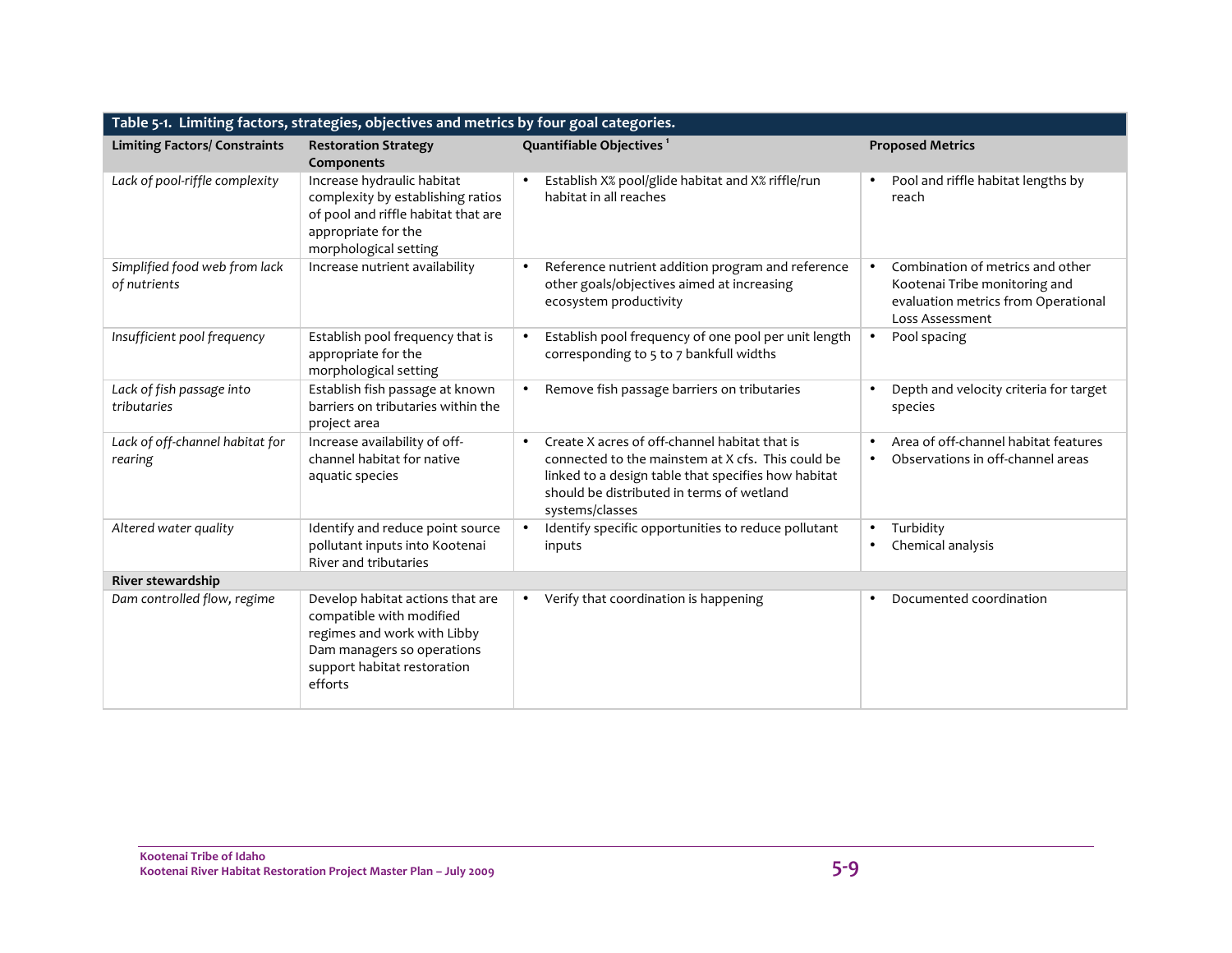**Table 5-1. Limiting factors, strategies, objectives and metrics by four goal categories.**

| Limiting Factors/ Constraints | Restoration Strategy Components | Quantifiable Objectives [1] | Proposed Metrics |
|---|---|---|---|
| *Lack of pool-riffle complexity* | Increase hydraulic habitat complexity by establishing ratios of pool and riffle habitat that are appropriate for the morphological setting | • Establish X% pool/glide habitat and X% riffle/run habitat in all reaches | • Pool and riffle habitat lengths by reach |
| *Simplified food web from lack of nutrients* | Increase nutrient availability | • Reference nutrient addition program and reference other goals/objectives aimed at increasing ecosystem productivity | • Combination of metrics and other Kootenai Tribe monitoring and evaluation metrics from Operational Loss Assessment |
| *Insufficient pool frequency* | Establish pool frequency that is appropriate for the morphological setting | • Establish pool frequency of one pool per unit length corresponding to 5 to 7 bankfull widths | • Pool spacing |
| *Lack of fish passage into tributaries* | Establish fish passage at known barriers on tributaries within the project area | • Remove fish passage barriers on tributaries | • Depth and velocity criteria for target species |
| *Lack of off-channel habitat for rearing* | Increase availability of off-channel habitat for native aquatic species | • Create X acres of off-channel habitat that is connected to the mainstem at X cfs. This could be linked to a design table that specifies how habitat should be distributed in terms of wetland systems/classes | • Area of off-channel habitat features<br>• Observations in off-channel areas |
| *Altered water quality* | Identify and reduce point source pollutant inputs into Kootenai River and tributaries | • Identify specific opportunities to reduce pollutant inputs | • Turbidity<br>• Chemical analysis |
| **River stewardship** | | | |
| *Dam controlled flow, regime* | Develop habitat actions that are compatible with modified regimes and work with Libby Dam managers so operations support habitat restoration efforts | • Verify that coordination is happening | • Documented coordination |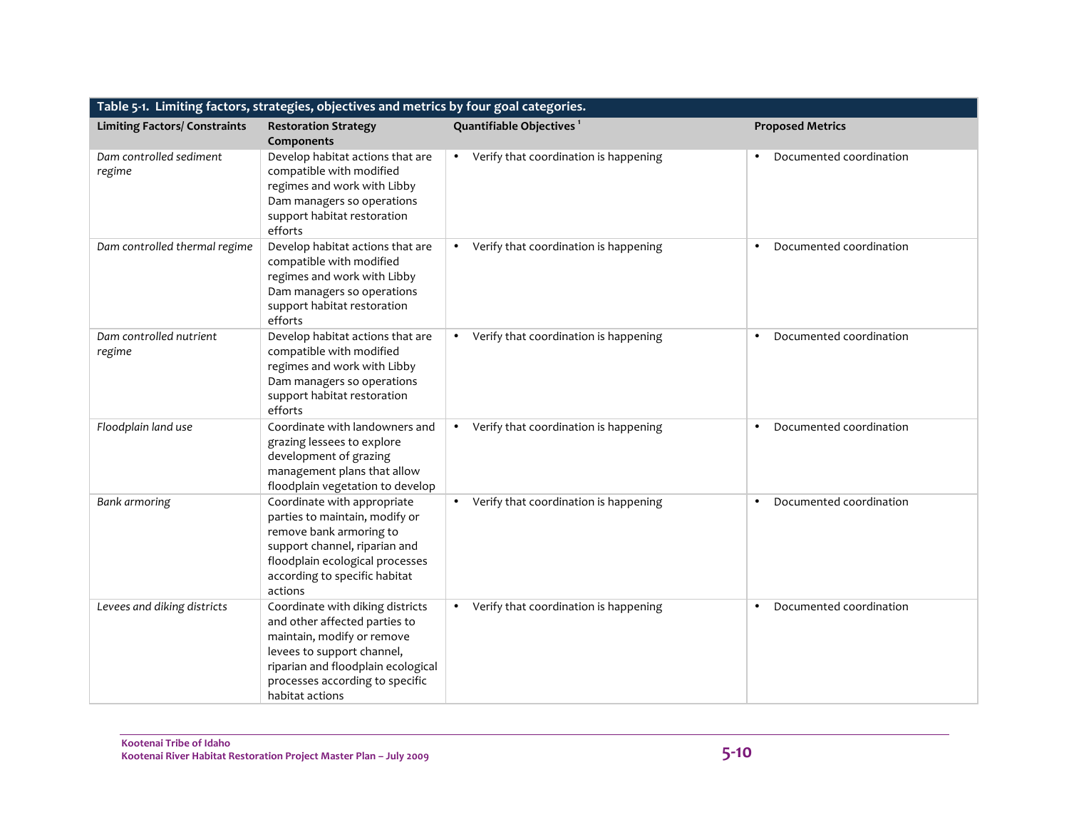**Table 5-1. Limiting factors, strategies, objectives and metrics by four goal categories.**

| Limiting Factors/ Constraints | Restoration Strategy Components | Quantifiable Objectives [1] | Proposed Metrics |
|---|---|---|---|
| *Dam controlled sediment regime* | Develop habitat actions that are compatible with modified regimes and work with Libby Dam managers so operations support habitat restoration efforts | • Verify that coordination is happening | • Documented coordination |
| *Dam controlled thermal regime* | Develop habitat actions that are compatible with modified regimes and work with Libby Dam managers so operations support habitat restoration efforts | • Verify that coordination is happening | • Documented coordination |
| *Dam controlled nutrient regime* | Develop habitat actions that are compatible with modified regimes and work with Libby Dam managers so operations support habitat restoration efforts | • Verify that coordination is happening | • Documented coordination |
| *Floodplain land use* | Coordinate with landowners and grazing lessees to explore development of grazing management plans that allow floodplain vegetation to develop | • Verify that coordination is happening | • Documented coordination |
| *Bank armoring* | Coordinate with appropriate parties to maintain, modify or remove bank armoring to support channel, riparian and floodplain ecological processes according to specific habitat actions | • Verify that coordination is happening | • Documented coordination |
| *Levees and diking districts* | Coordinate with diking districts and other affected parties to maintain, modify or remove levees to support channel, riparian and floodplain ecological processes according to specific habitat actions | • Verify that coordination is happening | • Documented coordination |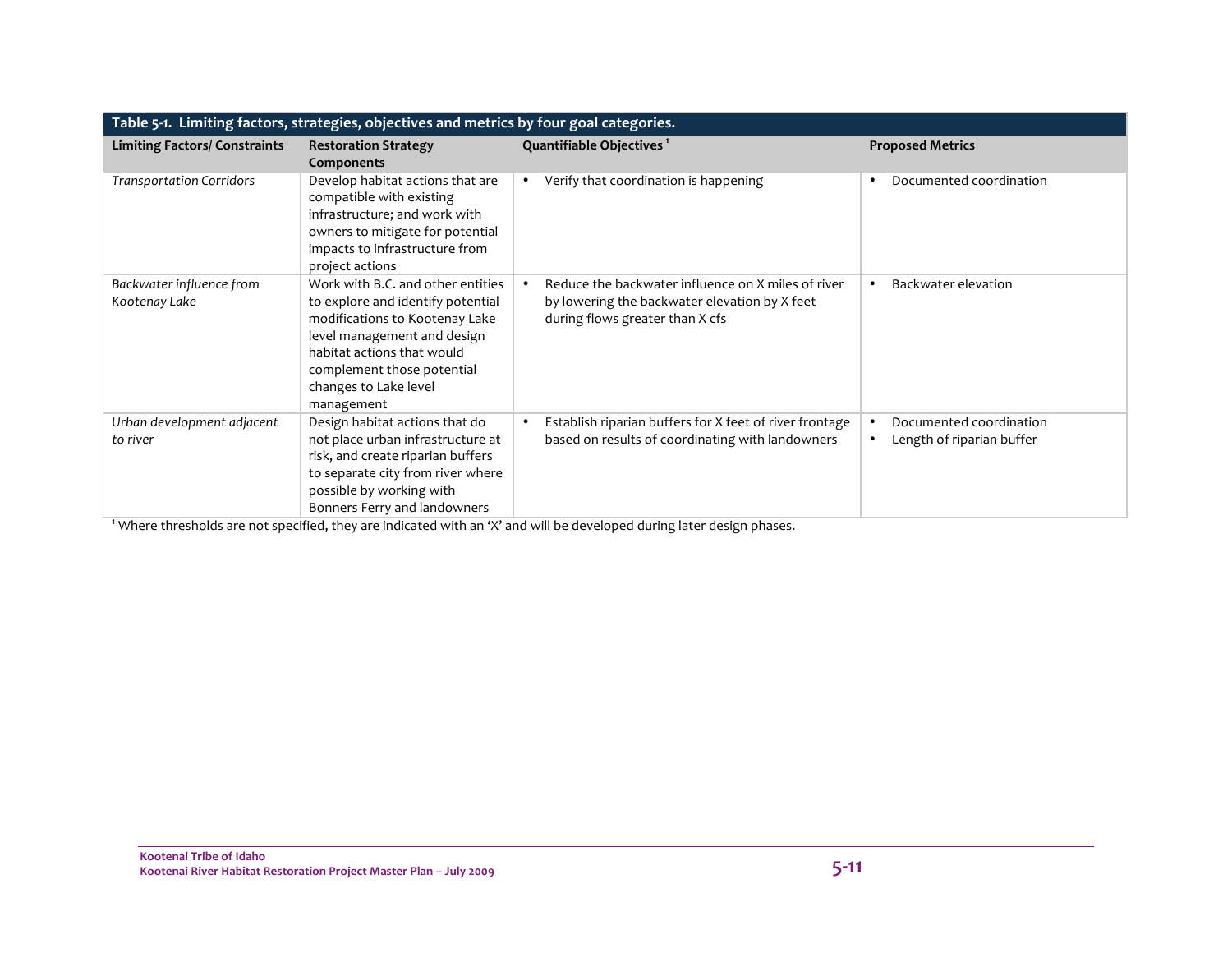**Table 5-1. Limiting factors, strategies, objectives and metrics by four goal categories.**

| Limiting Factors/ Constraints | Restoration Strategy Components | Quantifiable Objectives [1] | Proposed Metrics |
|---|---|---|---|
| *Transportation Corridors* | Develop habitat actions that are compatible with existing infrastructure; and work with owners to mitigate for potential impacts to infrastructure from project actions | • Verify that coordination is happening | • Documented coordination |
| *Backwater influence from Kootenay Lake* | Work with B.C. and other entities to explore and identify potential modifications to Kootenay Lake level management and design habitat actions that would complement those potential changes to Lake level management | • Reduce the backwater influence on X miles of river by lowering the backwater elevation by X feet during flows greater than X cfs | • Backwater elevation |
| *Urban development adjacent to river* | Design habitat actions that do not place urban infrastructure at risk, and create riparian buffers to separate city from river where possible by working with Bonners Ferry and landowners | • Establish riparian buffers for X feet of river frontage based on results of coordinating with landowners | • Documented coordination<br>• Length of riparian buffer |

[1] Where thresholds are not specified, they are indicated with an 'X' and will be developed during later design phases.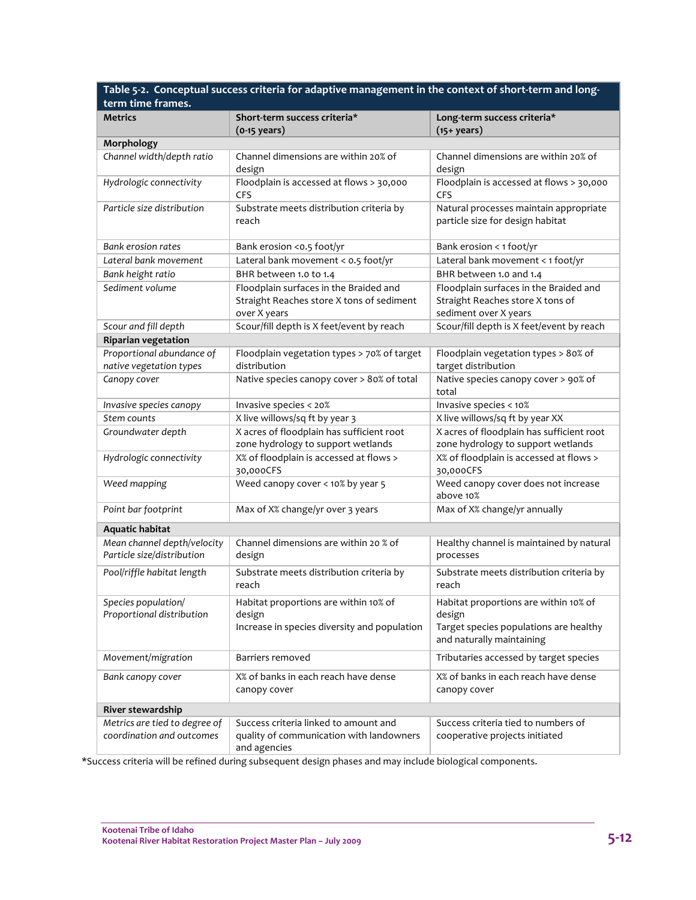**Table 5-2. Conceptual success criteria for adaptive management in the context of short-term and long-term time frames.**

| Metrics | Short-term success criteria* (0-15 years) | Long-term success criteria* (15+ years) |
|---|---|---|
| **Morphology** | | |
| *Channel width/depth ratio* | Channel dimensions are within 20% of design | Channel dimensions are within 20% of design |
| *Hydrologic connectivity* | Floodplain is accessed at flows > 30,000 CFS | Floodplain is accessed at flows > 30,000 CFS |
| *Particle size distribution* | Substrate meets distribution criteria by reach | Natural processes maintain appropriate particle size for design habitat |
| *Bank erosion rates* | Bank erosion <0.5 foot/yr | Bank erosion < 1 foot/yr |
| *Lateral bank movement* | Lateral bank movement < 0.5 foot/yr | Lateral bank movement < 1 foot/yr |
| *Bank height ratio* | BHR between 1.0 to 1.4 | BHR between 1.0 and 1.4 |
| *Sediment volume* | Floodplain surfaces in the Braided and Straight Reaches store X tons of sediment over X years | Floodplain surfaces in the Braided and Straight Reaches store X tons of sediment over X years |
| *Scour and fill depth* | Scour/fill depth is X feet/event by reach | Scour/fill depth is X feet/event by reach |
| **Riparian vegetation** | | |
| *Proportional abundance of native vegetation types* | Floodplain vegetation types > 70% of target distribution | Floodplain vegetation types > 80% of target distribution |
| *Canopy cover* | Native species canopy cover > 80% of total | Native species canopy cover > 90% of total |
| *Invasive species canopy* | Invasive species < 20% | Invasive species < 10% |
| *Stem counts* | X live willows/sq ft by year 3 | X live willows/sq ft by year XX |
| *Groundwater depth* | X acres of floodplain has sufficient root zone hydrology to support wetlands | X acres of floodplain has sufficient root zone hydrology to support wetlands |
| *Hydrologic connectivity* | X% of floodplain is accessed at flows > 30,000CFS | X% of floodplain is accessed at flows > 30,000CFS |
| *Weed mapping* | Weed canopy cover < 10% by year 5 | Weed canopy cover does not increase above 10% |
| *Point bar footprint* | Max of X% change/yr over 3 years | Max of X% change/yr annually |
| **Aquatic habitat** | | |
| *Mean channel depth/velocity Particle size/distribution* | Channel dimensions are within 20 % of design | Healthy channel is maintained by natural processes |
| *Pool/riffle habitat length* | Substrate meets distribution criteria by reach | Substrate meets distribution criteria by reach |
| *Species population/ Proportional distribution* | Habitat proportions are within 10% of design<br>Increase in species diversity and population | Habitat proportions are within 10% of design<br>Target species populations are healthy and naturally maintaining |
| *Movement/migration* | Barriers removed | Tributaries accessed by target species |
| *Bank canopy cover* | X% of banks in each reach have dense canopy cover | X% of banks in each reach have dense canopy cover |
| **River stewardship** | | |
| *Metrics are tied to degree of coordination and outcomes* | Success criteria linked to amount and quality of communication with landowners and agencies | Success criteria tied to numbers of cooperative projects initiated |

*Success criteria will be refined during subsequent design phases and may include biological components.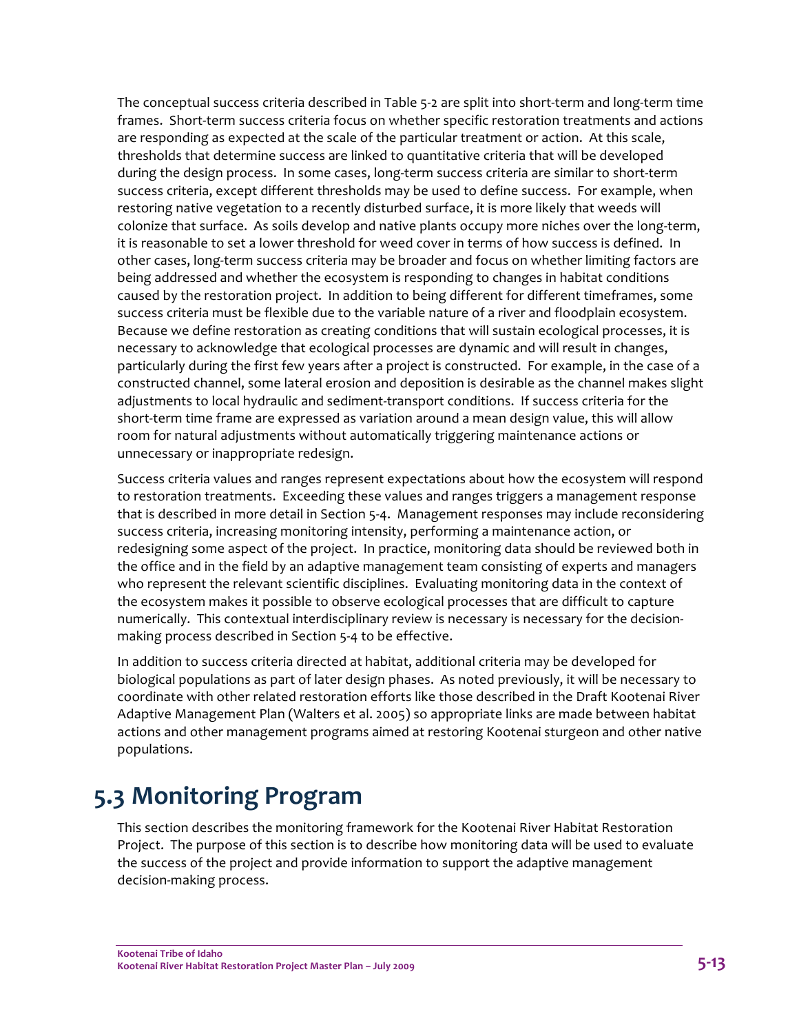The conceptual success criteria described in Table 5-2 are split into short-term and long-term time frames. Short-term success criteria focus on whether specific restoration treatments and actions are responding as expected at the scale of the particular treatment or action. At this scale, thresholds that determine success are linked to quantitative criteria that will be developed during the design process. In some cases, long-term success criteria are similar to short-term success criteria, except different thresholds may be used to define success. For example, when restoring native vegetation to a recently disturbed surface, it is more likely that weeds will colonize that surface. As soils develop and native plants occupy more niches over the long-term, it is reasonable to set a lower threshold for weed cover in terms of how success is defined. In other cases, long-term success criteria may be broader and focus on whether limiting factors are being addressed and whether the ecosystem is responding to changes in habitat conditions caused by the restoration project. In addition to being different for different timeframes, some success criteria must be flexible due to the variable nature of a river and floodplain ecosystem. Because we define restoration as creating conditions that will sustain ecological processes, it is necessary to acknowledge that ecological processes are dynamic and will result in changes, particularly during the first few years after a project is constructed. For example, in the case of a constructed channel, some lateral erosion and deposition is desirable as the channel makes slight adjustments to local hydraulic and sediment-transport conditions. If success criteria for the short-term time frame are expressed as variation around a mean design value, this will allow room for natural adjustments without automatically triggering maintenance actions or unnecessary or inappropriate redesign.

Success criteria values and ranges represent expectations about how the ecosystem will respond to restoration treatments. Exceeding these values and ranges triggers a management response that is described in more detail in Section 5-4. Management responses may include reconsidering success criteria, increasing monitoring intensity, performing a maintenance action, or redesigning some aspect of the project. In practice, monitoring data should be reviewed both in the office and in the field by an adaptive management team consisting of experts and managers who represent the relevant scientific disciplines. Evaluating monitoring data in the context of the ecosystem makes it possible to observe ecological processes that are difficult to capture numerically. This contextual interdisciplinary review is necessary is necessary for the decision-making process described in Section 5-4 to be effective.

In addition to success criteria directed at habitat, additional criteria may be developed for biological populations as part of later design phases. As noted previously, it will be necessary to coordinate with other related restoration efforts like those described in the Draft Kootenai River Adaptive Management Plan (Walters et al. 2005) so appropriate links are made between habitat actions and other management programs aimed at restoring Kootenai sturgeon and other native populations.

## 5.3 Monitoring Program

This section describes the monitoring framework for the Kootenai River Habitat Restoration Project. The purpose of this section is to describe how monitoring data will be used to evaluate the success of the project and provide information to support the adaptive management decision-making process.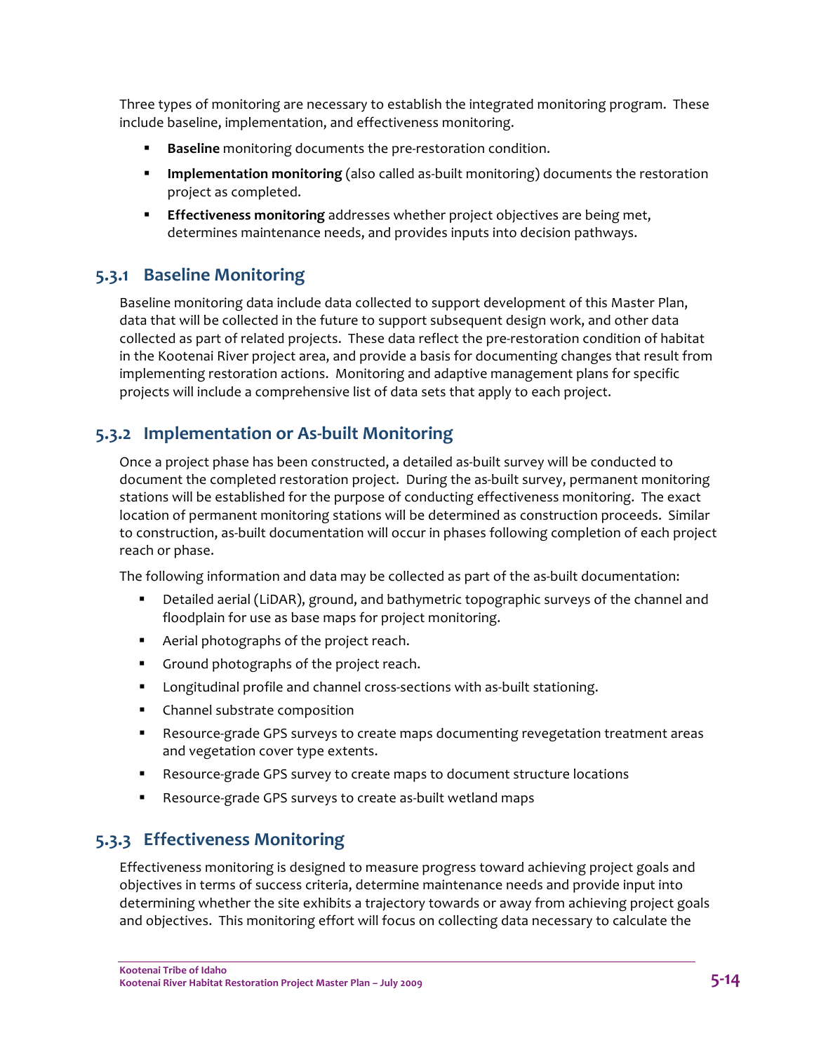Three types of monitoring are necessary to establish the integrated monitoring program. These include baseline, implementation, and effectiveness monitoring.

- **Baseline** monitoring documents the pre-restoration condition.
- **Implementation monitoring** (also called as-built monitoring) documents the restoration project as completed.
- **Effectiveness monitoring** addresses whether project objectives are being met, determines maintenance needs, and provides inputs into decision pathways.

### 5.3.1 Baseline Monitoring

Baseline monitoring data include data collected to support development of this Master Plan, data that will be collected in the future to support subsequent design work, and other data collected as part of related projects. These data reflect the pre-restoration condition of habitat in the Kootenai River project area, and provide a basis for documenting changes that result from implementing restoration actions. Monitoring and adaptive management plans for specific projects will include a comprehensive list of data sets that apply to each project.

### 5.3.2 Implementation or As-built Monitoring

Once a project phase has been constructed, a detailed as-built survey will be conducted to document the completed restoration project. During the as-built survey, permanent monitoring stations will be established for the purpose of conducting effectiveness monitoring. The exact location of permanent monitoring stations will be determined as construction proceeds. Similar to construction, as-built documentation will occur in phases following completion of each project reach or phase.

The following information and data may be collected as part of the as-built documentation:

- Detailed aerial (LiDAR), ground, and bathymetric topographic surveys of the channel and floodplain for use as base maps for project monitoring.
- Aerial photographs of the project reach.
- Ground photographs of the project reach.
- Longitudinal profile and channel cross-sections with as-built stationing.
- Channel substrate composition
- Resource-grade GPS surveys to create maps documenting revegetation treatment areas and vegetation cover type extents.
- Resource-grade GPS survey to create maps to document structure locations
- Resource-grade GPS surveys to create as-built wetland maps

### 5.3.3 Effectiveness Monitoring

Effectiveness monitoring is designed to measure progress toward achieving project goals and objectives in terms of success criteria, determine maintenance needs and provide input into determining whether the site exhibits a trajectory towards or away from achieving project goals and objectives. This monitoring effort will focus on collecting data necessary to calculate the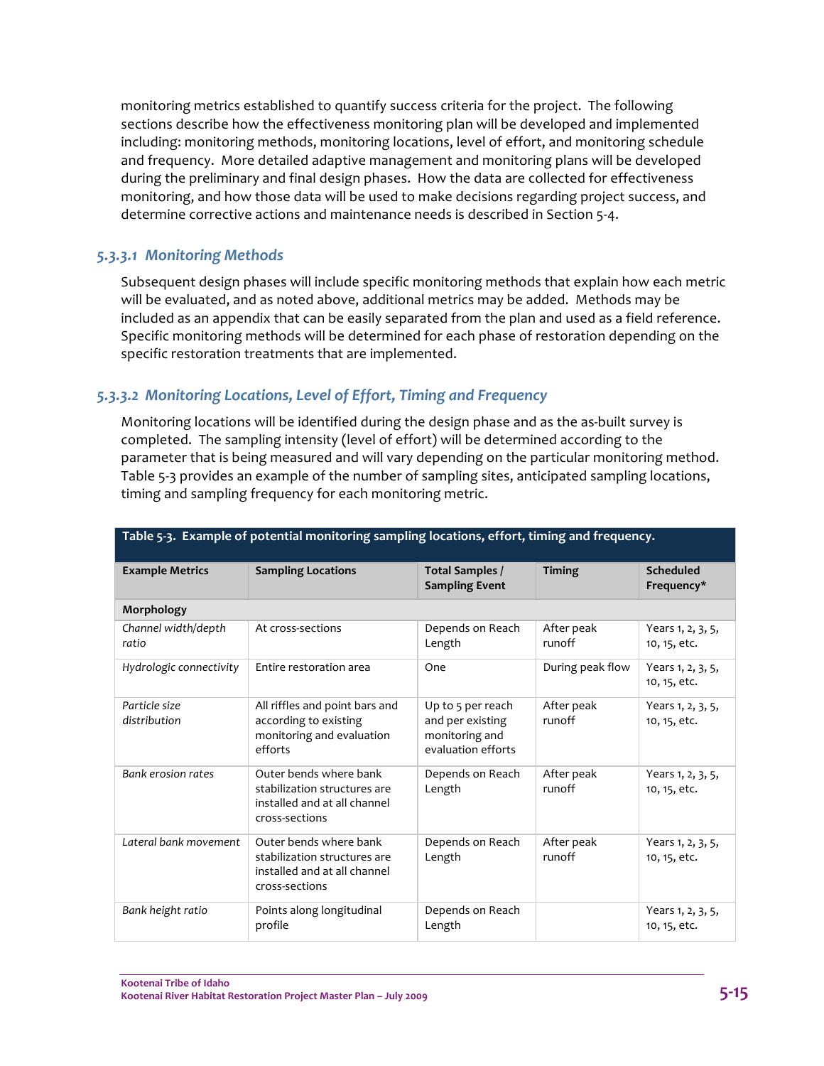monitoring metrics established to quantify success criteria for the project. The following sections describe how the effectiveness monitoring plan will be developed and implemented including: monitoring methods, monitoring locations, level of effort, and monitoring schedule and frequency. More detailed adaptive management and monitoring plans will be developed during the preliminary and final design phases. How the data are collected for effectiveness monitoring, and how those data will be used to make decisions regarding project success, and determine corrective actions and maintenance needs is described in Section 5-4.

#### *5.3.3.1 Monitoring Methods*

Subsequent design phases will include specific monitoring methods that explain how each metric will be evaluated, and as noted above, additional metrics may be added. Methods may be included as an appendix that can be easily separated from the plan and used as a field reference. Specific monitoring methods will be determined for each phase of restoration depending on the specific restoration treatments that are implemented.

#### *5.3.3.2 Monitoring Locations, Level of Effort, Timing and Frequency*

Monitoring locations will be identified during the design phase and as the as-built survey is completed. The sampling intensity (level of effort) will be determined according to the parameter that is being measured and will vary depending on the particular monitoring method. Table 5-3 provides an example of the number of sampling sites, anticipated sampling locations, timing and sampling frequency for each monitoring metric.

**Table 5-3. Example of potential monitoring sampling locations, effort, timing and frequency.**

| Example Metrics | Sampling Locations | Total Samples / Sampling Event | Timing | Scheduled Frequency* |
|---|---|---|---|---|
| **Morphology** | | | | |
| *Channel width/depth ratio* | At cross-sections | Depends on Reach Length | After peak runoff | Years 1, 2, 3, 5, 10, 15, etc. |
| *Hydrologic connectivity* | Entire restoration area | One | During peak flow | Years 1, 2, 3, 5, 10, 15, etc. |
| *Particle size distribution* | All riffles and point bars and according to existing monitoring and evaluation efforts | Up to 5 per reach and per existing monitoring and evaluation efforts | After peak runoff | Years 1, 2, 3, 5, 10, 15, etc. |
| *Bank erosion rates* | Outer bends where bank stabilization structures are installed and at all channel cross-sections | Depends on Reach Length | After peak runoff | Years 1, 2, 3, 5, 10, 15, etc. |
| *Lateral bank movement* | Outer bends where bank stabilization structures are installed and at all channel cross-sections | Depends on Reach Length | After peak runoff | Years 1, 2, 3, 5, 10, 15, etc. |
| *Bank height ratio* | Points along longitudinal profile | Depends on Reach Length | | Years 1, 2, 3, 5, 10, 15, etc. |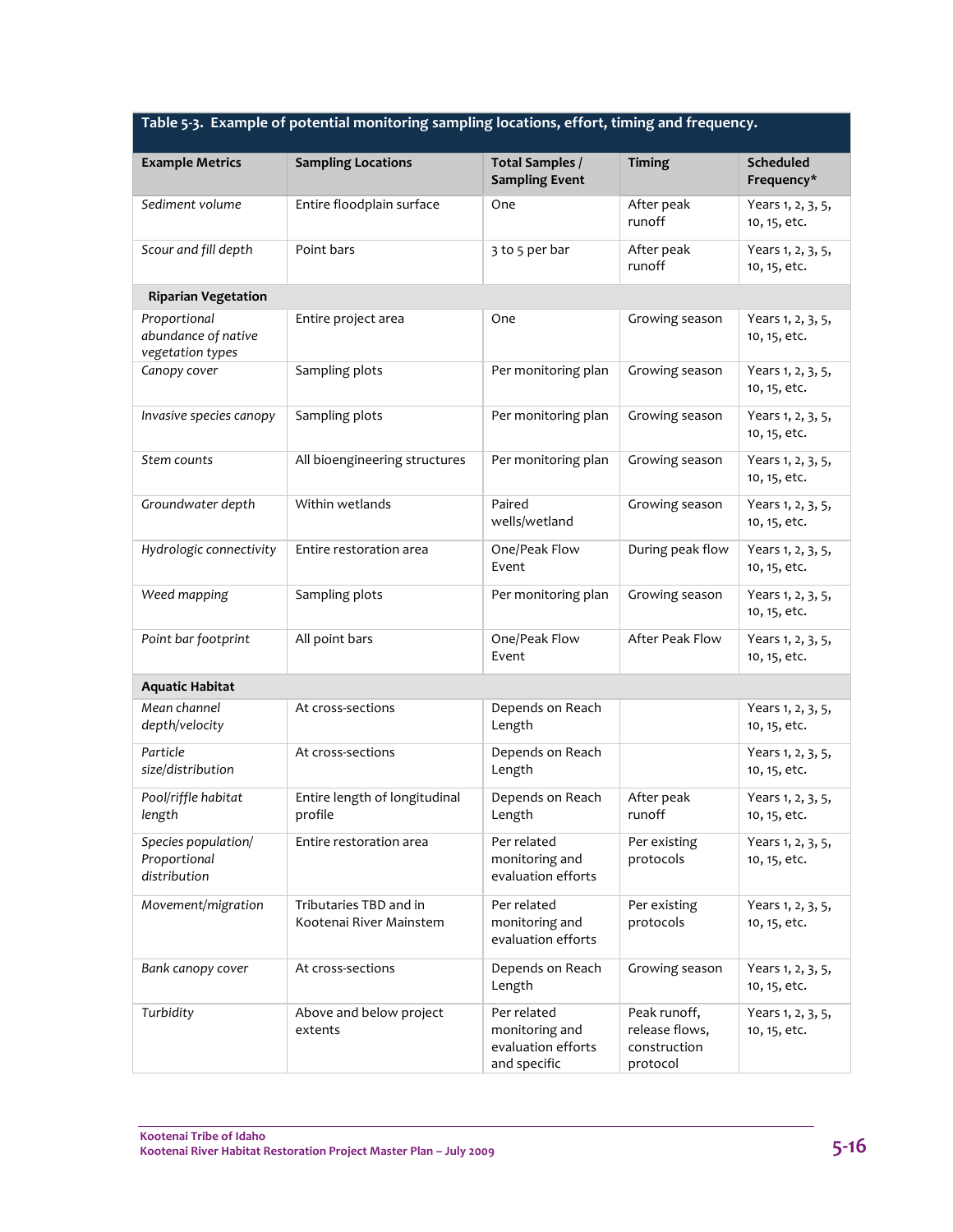**Table 5-3. Example of potential monitoring sampling locations, effort, timing and frequency.**

| Example Metrics | Sampling Locations | Total Samples / Sampling Event | Timing | Scheduled Frequency* |
|---|---|---|---|---|
| *Sediment volume* | Entire floodplain surface | One | After peak runoff | Years 1, 2, 3, 5, 10, 15, etc. |
| *Scour and fill depth* | Point bars | 3 to 5 per bar | After peak runoff | Years 1, 2, 3, 5, 10, 15, etc. |
| **Riparian Vegetation** | | | | |
| *Proportional abundance of native vegetation types* | Entire project area | One | Growing season | Years 1, 2, 3, 5, 10, 15, etc. |
| *Canopy cover* | Sampling plots | Per monitoring plan | Growing season | Years 1, 2, 3, 5, 10, 15, etc. |
| *Invasive species canopy* | Sampling plots | Per monitoring plan | Growing season | Years 1, 2, 3, 5, 10, 15, etc. |
| *Stem counts* | All bioengineering structures | Per monitoring plan | Growing season | Years 1, 2, 3, 5, 10, 15, etc. |
| *Groundwater depth* | Within wetlands | Paired wells/wetland | Growing season | Years 1, 2, 3, 5, 10, 15, etc. |
| *Hydrologic connectivity* | Entire restoration area | One/Peak Flow Event | During peak flow | Years 1, 2, 3, 5, 10, 15, etc. |
| *Weed mapping* | Sampling plots | Per monitoring plan | Growing season | Years 1, 2, 3, 5, 10, 15, etc. |
| *Point bar footprint* | All point bars | One/Peak Flow Event | After Peak Flow | Years 1, 2, 3, 5, 10, 15, etc. |
| **Aquatic Habitat** | | | | |
| *Mean channel depth/velocity* | At cross-sections | Depends on Reach Length | | Years 1, 2, 3, 5, 10, 15, etc. |
| *Particle size/distribution* | At cross-sections | Depends on Reach Length | | Years 1, 2, 3, 5, 10, 15, etc. |
| *Pool/riffle habitat length* | Entire length of longitudinal profile | Depends on Reach Length | After peak runoff | Years 1, 2, 3, 5, 10, 15, etc. |
| *Species population/ Proportional distribution* | Entire restoration area | Per related monitoring and evaluation efforts | Per existing protocols | Years 1, 2, 3, 5, 10, 15, etc. |
| *Movement/migration* | Tributaries TBD and in Kootenai River Mainstem | Per related monitoring and evaluation efforts | Per existing protocols | Years 1, 2, 3, 5, 10, 15, etc. |
| *Bank canopy cover* | At cross-sections | Depends on Reach Length | Growing season | Years 1, 2, 3, 5, 10, 15, etc. |
| *Turbidity* | Above and below project extents | Per related monitoring and evaluation efforts and specific | Peak runoff, release flows, construction protocol | Years 1, 2, 3, 5, 10, 15, etc. |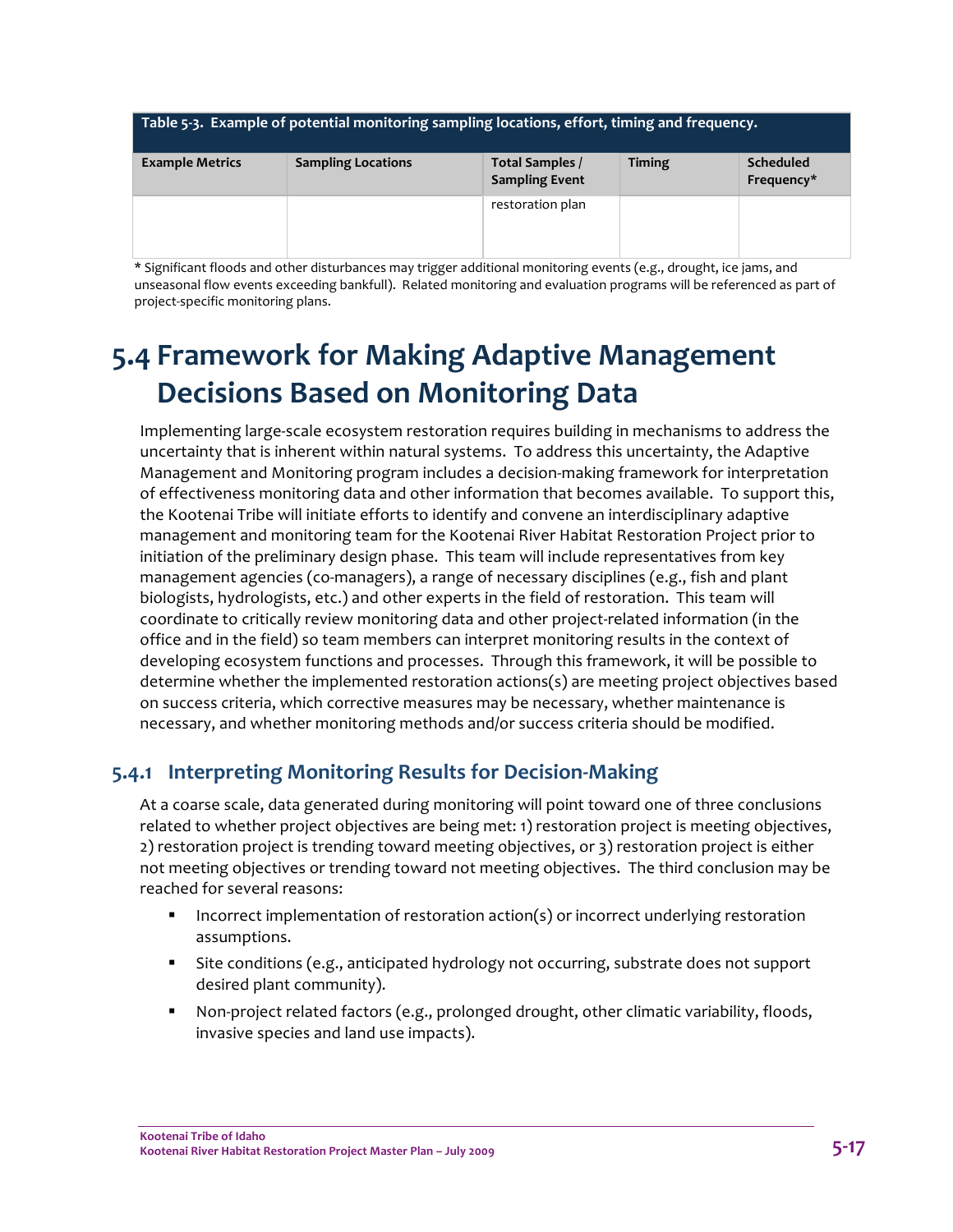| Table 5-3. Example of potential monitoring sampling locations, effort, timing and frequency. | | | | |
|---|---|---|---|---|
| **Example Metrics** | **Sampling Locations** | **Total Samples / Sampling Event** | **Timing** | **Scheduled Frequency*** |
| | | restoration plan | | |

* Significant floods and other disturbances may trigger additional monitoring events (e.g., drought, ice jams, and unseasonal flow events exceeding bankfull). Related monitoring and evaluation programs will be referenced as part of project-specific monitoring plans.

# 5.4 Framework for Making Adaptive Management Decisions Based on Monitoring Data

Implementing large-scale ecosystem restoration requires building in mechanisms to address the uncertainty that is inherent within natural systems. To address this uncertainty, the Adaptive Management and Monitoring program includes a decision-making framework for interpretation of effectiveness monitoring data and other information that becomes available. To support this, the Kootenai Tribe will initiate efforts to identify and convene an interdisciplinary adaptive management and monitoring team for the Kootenai River Habitat Restoration Project prior to initiation of the preliminary design phase. This team will include representatives from key management agencies (co-managers), a range of necessary disciplines (e.g., fish and plant biologists, hydrologists, etc.) and other experts in the field of restoration. This team will coordinate to critically review monitoring data and other project-related information (in the office and in the field) so team members can interpret monitoring results in the context of developing ecosystem functions and processes. Through this framework, it will be possible to determine whether the implemented restoration actions(s) are meeting project objectives based on success criteria, which corrective measures may be necessary, whether maintenance is necessary, and whether monitoring methods and/or success criteria should be modified.

## 5.4.1 Interpreting Monitoring Results for Decision-Making

At a coarse scale, data generated during monitoring will point toward one of three conclusions related to whether project objectives are being met: 1) restoration project is meeting objectives, 2) restoration project is trending toward meeting objectives, or 3) restoration project is either not meeting objectives or trending toward not meeting objectives. The third conclusion may be reached for several reasons:

- Incorrect implementation of restoration action(s) or incorrect underlying restoration assumptions.
- Site conditions (e.g., anticipated hydrology not occurring, substrate does not support desired plant community).
- Non-project related factors (e.g., prolonged drought, other climatic variability, floods, invasive species and land use impacts).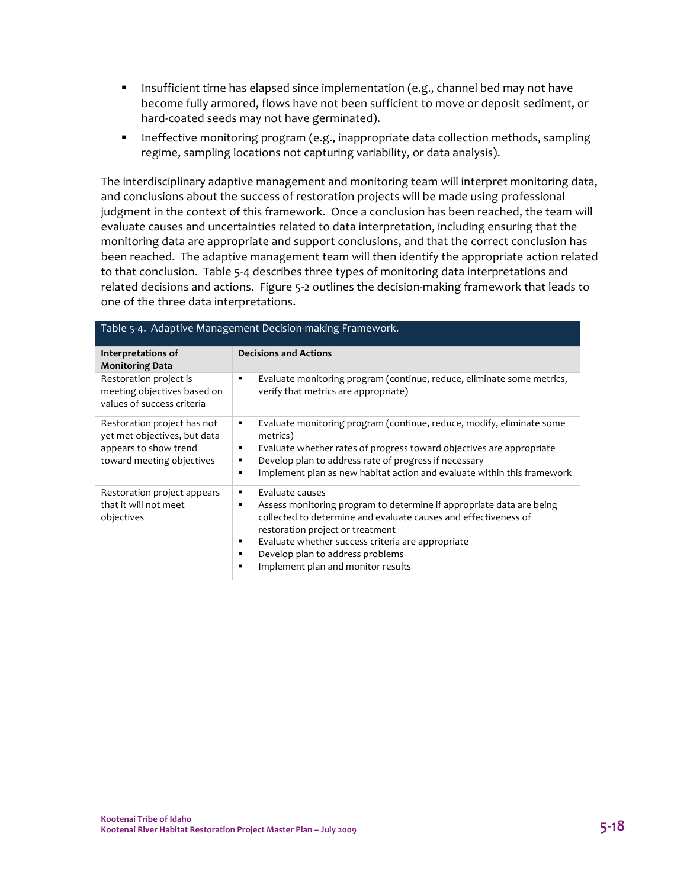- Insufficient time has elapsed since implementation (e.g., channel bed may not have become fully armored, flows have not been sufficient to move or deposit sediment, or hard-coated seeds may not have germinated).
- Ineffective monitoring program (e.g., inappropriate data collection methods, sampling regime, sampling locations not capturing variability, or data analysis).

The interdisciplinary adaptive management and monitoring team will interpret monitoring data, and conclusions about the success of restoration projects will be made using professional judgment in the context of this framework. Once a conclusion has been reached, the team will evaluate causes and uncertainties related to data interpretation, including ensuring that the monitoring data are appropriate and support conclusions, and that the correct conclusion has been reached. The adaptive management team will then identify the appropriate action related to that conclusion. Table 5-4 describes three types of monitoring data interpretations and related decisions and actions. Figure 5-2 outlines the decision-making framework that leads to one of the three data interpretations.

Table 5-4. Adaptive Management Decision-making Framework.

| Interpretations of Monitoring Data | Decisions and Actions |
|---|---|
| Restoration project is meeting objectives based on values of success criteria | ▪ Evaluate monitoring program (continue, reduce, eliminate some metrics, verify that metrics are appropriate) |
| Restoration project has not yet met objectives, but data appears to show trend toward meeting objectives | ▪ Evaluate monitoring program (continue, reduce, modify, eliminate some metrics)<br>▪ Evaluate whether rates of progress toward objectives are appropriate<br>▪ Develop plan to address rate of progress if necessary<br>▪ Implement plan as new habitat action and evaluate within this framework |
| Restoration project appears that it will not meet objectives | ▪ Evaluate causes<br>▪ Assess monitoring program to determine if appropriate data are being collected to determine and evaluate causes and effectiveness of restoration project or treatment<br>▪ Evaluate whether success criteria are appropriate<br>▪ Develop plan to address problems<br>▪ Implement plan and monitor results |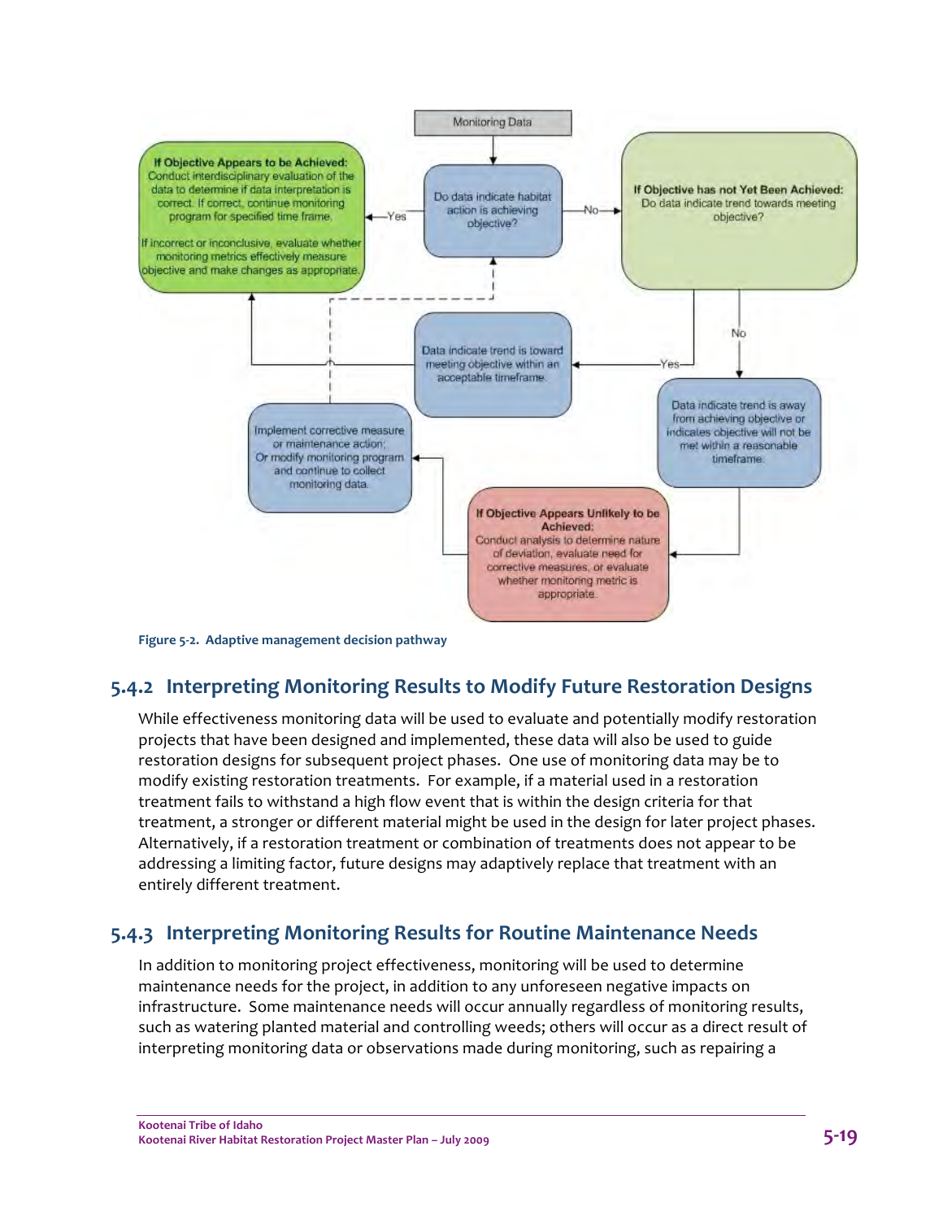Monitoring Data

Do data indicate habitat action is achieving objective?

**If Objective Appears to be Achieved:** Conduct interdisciplinary evaluation of the data to determine if data interpretation is correct. If correct, continue monitoring program for specified time frame.

If incorrect or inconclusive, evaluate whether monitoring metrics effectively measure objective and make changes as appropriate.

**If Objective has not Yet Been Achieved:** Do data indicate trend towards meeting objective?

Data indicate trend is toward meeting objective within an acceptable timeframe.

Data indicate trend is away from achieving objective or indicates objective will not be met within a reasonable timeframe.

Implement corrective measure or maintenance action; Or modify monitoring program and continue to collect monitoring data.

**If Objective Appears Unlikely to be Achieved:** Conduct analysis to determine nature of deviation, evaluate need for corrective measures, or evaluate whether monitoring metric is appropriate.

**Figure 5-2. Adaptive management decision pathway**

### 5.4.2 Interpreting Monitoring Results to Modify Future Restoration Designs

While effectiveness monitoring data will be used to evaluate and potentially modify restoration projects that have been designed and implemented, these data will also be used to guide restoration designs for subsequent project phases. One use of monitoring data may be to modify existing restoration treatments. For example, if a material used in a restoration treatment fails to withstand a high flow event that is within the design criteria for that treatment, a stronger or different material might be used in the design for later project phases. Alternatively, if a restoration treatment or combination of treatments does not appear to be addressing a limiting factor, future designs may adaptively replace that treatment with an entirely different treatment.

### 5.4.3 Interpreting Monitoring Results for Routine Maintenance Needs

In addition to monitoring project effectiveness, monitoring will be used to determine maintenance needs for the project, in addition to any unforeseen negative impacts on infrastructure. Some maintenance needs will occur annually regardless of monitoring results, such as watering planted material and controlling weeds; others will occur as a direct result of interpreting monitoring data or observations made during monitoring, such as repairing a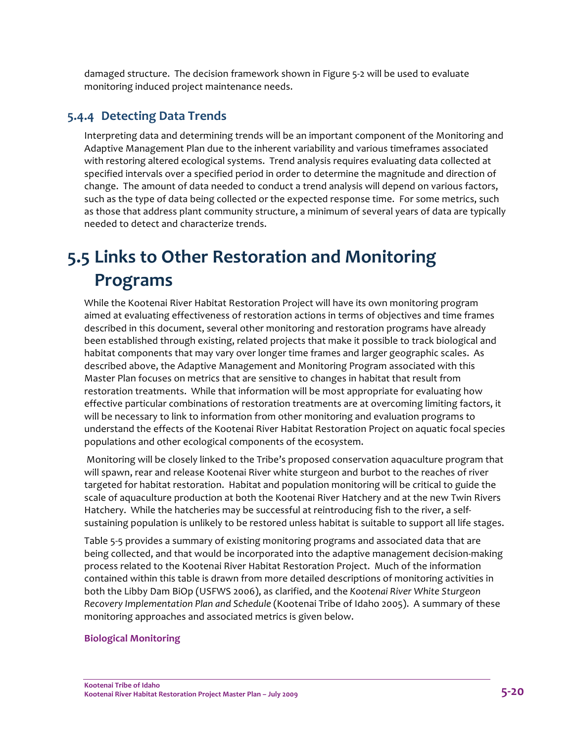damaged structure. The decision framework shown in Figure 5-2 will be used to evaluate monitoring induced project maintenance needs.

### 5.4.4 Detecting Data Trends

Interpreting data and determining trends will be an important component of the Monitoring and Adaptive Management Plan due to the inherent variability and various timeframes associated with restoring altered ecological systems. Trend analysis requires evaluating data collected at specified intervals over a specified period in order to determine the magnitude and direction of change. The amount of data needed to conduct a trend analysis will depend on various factors, such as the type of data being collected or the expected response time. For some metrics, such as those that address plant community structure, a minimum of several years of data are typically needed to detect and characterize trends.

## 5.5 Links to Other Restoration and Monitoring Programs

While the Kootenai River Habitat Restoration Project will have its own monitoring program aimed at evaluating effectiveness of restoration actions in terms of objectives and time frames described in this document, several other monitoring and restoration programs have already been established through existing, related projects that make it possible to track biological and habitat components that may vary over longer time frames and larger geographic scales. As described above, the Adaptive Management and Monitoring Program associated with this Master Plan focuses on metrics that are sensitive to changes in habitat that result from restoration treatments. While that information will be most appropriate for evaluating how effective particular combinations of restoration treatments are at overcoming limiting factors, it will be necessary to link to information from other monitoring and evaluation programs to understand the effects of the Kootenai River Habitat Restoration Project on aquatic focal species populations and other ecological components of the ecosystem.

Monitoring will be closely linked to the Tribe's proposed conservation aquaculture program that will spawn, rear and release Kootenai River white sturgeon and burbot to the reaches of river targeted for habitat restoration. Habitat and population monitoring will be critical to guide the scale of aquaculture production at both the Kootenai River Hatchery and at the new Twin Rivers Hatchery. While the hatcheries may be successful at reintroducing fish to the river, a self-sustaining population is unlikely to be restored unless habitat is suitable to support all life stages.

Table 5-5 provides a summary of existing monitoring programs and associated data that are being collected, and that would be incorporated into the adaptive management decision-making process related to the Kootenai River Habitat Restoration Project. Much of the information contained within this table is drawn from more detailed descriptions of monitoring activities in both the Libby Dam BiOp (USFWS 2006), as clarified, and the *Kootenai River White Sturgeon Recovery Implementation Plan and Schedule* (Kootenai Tribe of Idaho 2005). A summary of these monitoring approaches and associated metrics is given below.

#### Biological Monitoring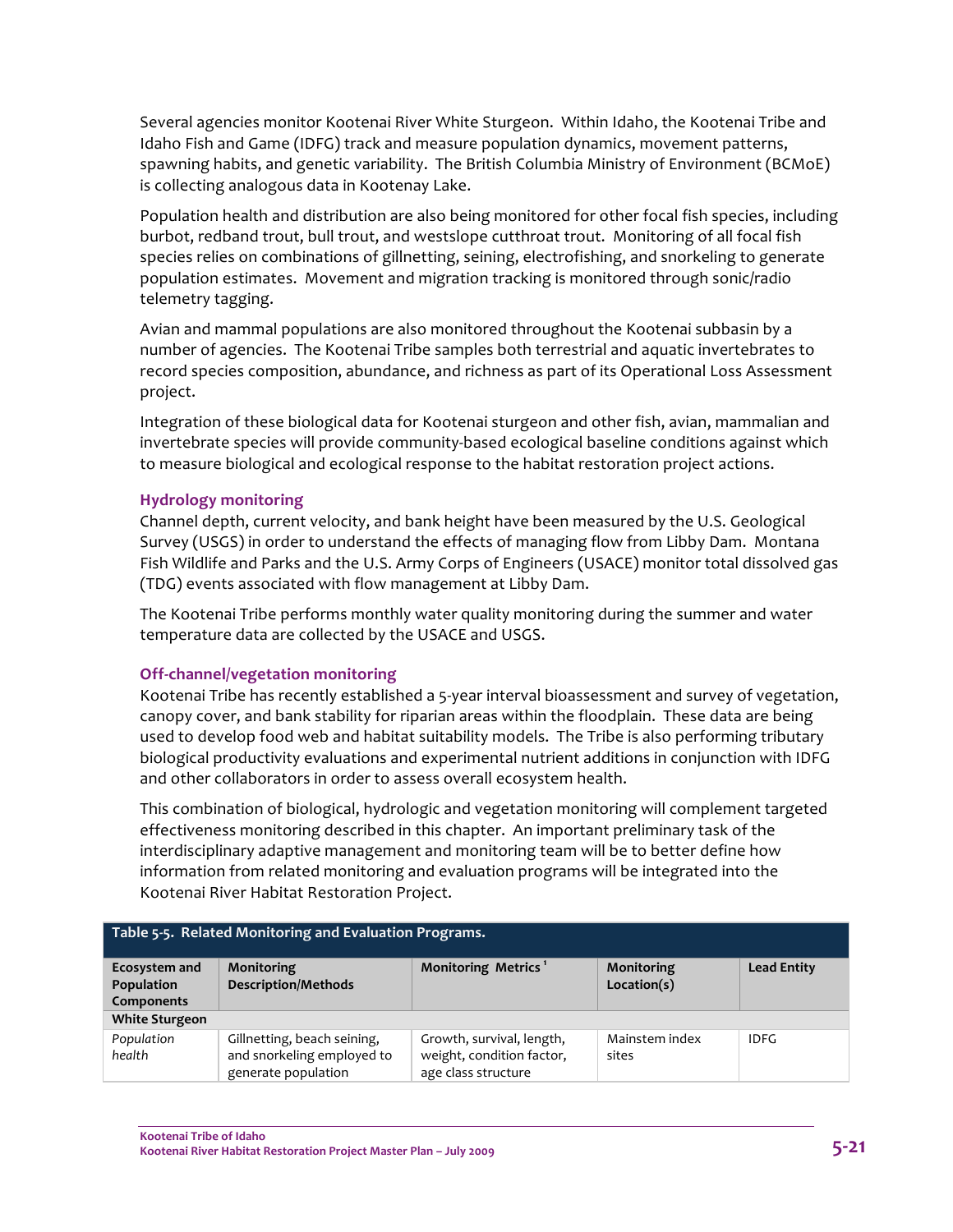Several agencies monitor Kootenai River White Sturgeon. Within Idaho, the Kootenai Tribe and Idaho Fish and Game (IDFG) track and measure population dynamics, movement patterns, spawning habits, and genetic variability. The British Columbia Ministry of Environment (BCMoE) is collecting analogous data in Kootenay Lake.

Population health and distribution are also being monitored for other focal fish species, including burbot, redband trout, bull trout, and westslope cutthroat trout. Monitoring of all focal fish species relies on combinations of gillnetting, seining, electrofishing, and snorkeling to generate population estimates. Movement and migration tracking is monitored through sonic/radio telemetry tagging.

Avian and mammal populations are also monitored throughout the Kootenai subbasin by a number of agencies. The Kootenai Tribe samples both terrestrial and aquatic invertebrates to record species composition, abundance, and richness as part of its Operational Loss Assessment project.

Integration of these biological data for Kootenai sturgeon and other fish, avian, mammalian and invertebrate species will provide community-based ecological baseline conditions against which to measure biological and ecological response to the habitat restoration project actions.

### Hydrology monitoring

Channel depth, current velocity, and bank height have been measured by the U.S. Geological Survey (USGS) in order to understand the effects of managing flow from Libby Dam. Montana Fish Wildlife and Parks and the U.S. Army Corps of Engineers (USACE) monitor total dissolved gas (TDG) events associated with flow management at Libby Dam.

The Kootenai Tribe performs monthly water quality monitoring during the summer and water temperature data are collected by the USACE and USGS.

### Off-channel/vegetation monitoring

Kootenai Tribe has recently established a 5-year interval bioassessment and survey of vegetation, canopy cover, and bank stability for riparian areas within the floodplain. These data are being used to develop food web and habitat suitability models. The Tribe is also performing tributary biological productivity evaluations and experimental nutrient additions in conjunction with IDFG and other collaborators in order to assess overall ecosystem health.

This combination of biological, hydrologic and vegetation monitoring will complement targeted effectiveness monitoring described in this chapter. An important preliminary task of the interdisciplinary adaptive management and monitoring team will be to better define how information from related monitoring and evaluation programs will be integrated into the Kootenai River Habitat Restoration Project.

**Table 5-5. Related Monitoring and Evaluation Programs.**

| Ecosystem and Population Components | Monitoring Description/Methods | Monitoring Metrics [1] | Monitoring Location(s) | Lead Entity |
|---|---|---|---|---|
| **White Sturgeon** | | | | |
| *Population health* | Gillnetting, beach seining, and snorkeling employed to generate population | Growth, survival, length, weight, condition factor, age class structure | Mainstem index sites | IDFG |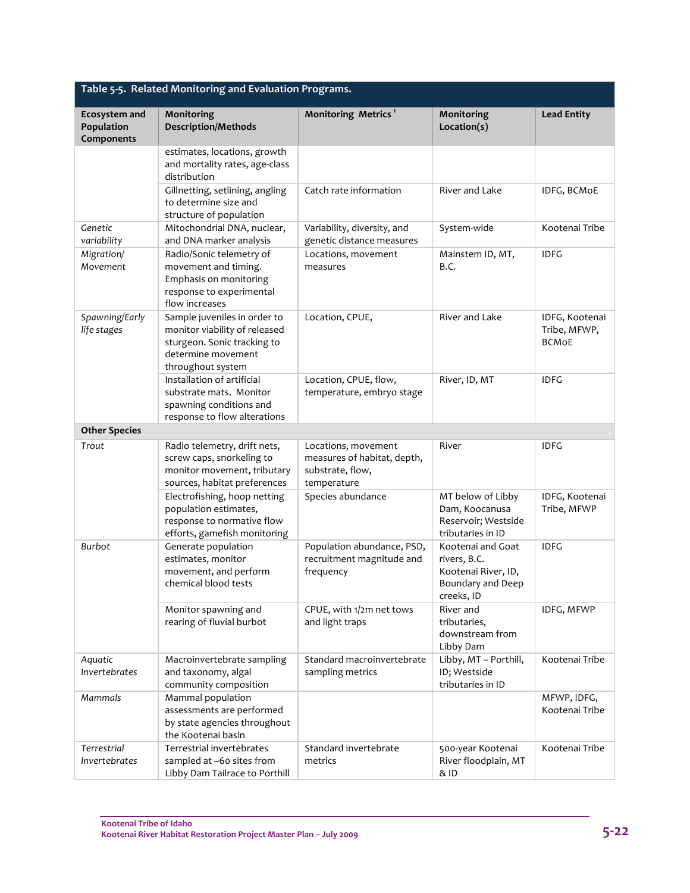**Table 5-5. Related Monitoring and Evaluation Programs.**

| Ecosystem and Population Components | Monitoring Description/Methods | Monitoring Metrics [1] | Monitoring Location(s) | Lead Entity |
|---|---|---|---|---|
| | estimates, locations, growth and mortality rates, age-class distribution | | | |
| | Gillnetting, setlining, angling to determine size and structure of population | Catch rate information | River and Lake | IDFG, BCMoE |
| *Genetic variability* | Mitochondrial DNA, nuclear, and DNA marker analysis | Variability, diversity, and genetic distance measures | System-wide | Kootenai Tribe |
| *Migration/ Movement* | Radio/Sonic telemetry of movement and timing. Emphasis on monitoring response to experimental flow increases | Locations, movement measures | Mainstem ID, MT, B.C. | IDFG |
| *Spawning/Early life stages* | Sample juveniles in order to monitor viability of released sturgeon. Sonic tracking to determine movement throughout system | Location, CPUE, | River and Lake | IDFG, Kootenai Tribe, MFWP, BCMoE |
| | Installation of artificial substrate mats. Monitor spawning conditions and response to flow alterations | Location, CPUE, flow, temperature, embryo stage | River, ID, MT | IDFG |
| **Other Species** | | | | |
| *Trout* | Radio telemetry, drift nets, screw caps, snorkeling to monitor movement, tributary sources, habitat preferences | Locations, movement measures of habitat, depth, substrate, flow, temperature | River | IDFG |
| | Electrofishing, hoop netting population estimates, response to normative flow efforts, gamefish monitoring | Species abundance | MT below of Libby Dam, Koocanusa Reservoir; Westside tributaries in ID | IDFG, Kootenai Tribe, MFWP |
| *Burbot* | Generate population estimates, monitor movement, and perform chemical blood tests | Population abundance, PSD, recruitment magnitude and frequency | Kootenai and Goat rivers, B.C. Kootenai River, ID, Boundary and Deep creeks, ID | IDFG |
| | Monitor spawning and rearing of fluvial burbot | CPUE, with 1/2m net tows and light traps | River and tributaries, downstream from Libby Dam | IDFG, MFWP |
| *Aquatic Invertebrates* | Macroinvertebrate sampling and taxonomy, algal community composition | Standard macroinvertebrate sampling metrics | Libby, MT – Porthill, ID; Westside tributaries in ID | Kootenai Tribe |
| *Mammals* | Mammal population assessments are performed by state agencies throughout the Kootenai basin | | | MFWP, IDFG, Kootenai Tribe |
| *Terrestrial Invertebrates* | Terrestrial invertebrates sampled at ~60 sites from Libby Dam Tailrace to Porthill | Standard invertebrate metrics | 500-year Kootenai River floodplain, MT & ID | Kootenai Tribe |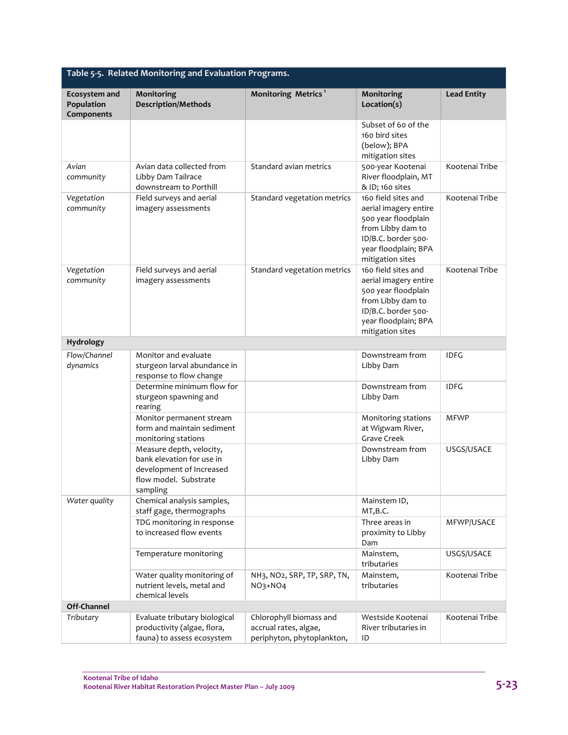| Table 5-5. Related Monitoring and Evaluation Programs. | | | | |
|---|---|---|---|---|
| **Ecosystem and Population Components** | **Monitoring Description/Methods** | **Monitoring Metrics**[1] | **Monitoring Location(s)** | **Lead Entity** |
| | | | Subset of 60 of the 160 bird sites (below); BPA mitigation sites | |
| *Avian community* | Avian data collected from Libby Dam Tailrace downstream to Porthill | Standard avian metrics | 500-year Kootenai River floodplain, MT & ID; 160 sites | Kootenai Tribe |
| *Vegetation community* | Field surveys and aerial imagery assessments | Standard vegetation metrics | 160 field sites and aerial imagery entire 500 year floodplain from Libby dam to ID/B.C. border 500-year floodplain; BPA mitigation sites | Kootenai Tribe |
| *Vegetation community* | Field surveys and aerial imagery assessments | Standard vegetation metrics | 160 field sites and aerial imagery entire 500 year floodplain from Libby dam to ID/B.C. border 500-year floodplain; BPA mitigation sites | Kootenai Tribe |
| **Hydrology** | | | | |
| *Flow/Channel dynamics* | Monitor and evaluate sturgeon larval abundance in response to flow change | | Downstream from Libby Dam | IDFG |
| | Determine minimum flow for sturgeon spawning and rearing | | Downstream from Libby Dam | IDFG |
| | Monitor permanent stream form and maintain sediment monitoring stations | | Monitoring stations at Wigwam River, Grave Creek | MFWP |
| | Measure depth, velocity, bank elevation for use in development of Increased flow model. Substrate sampling | | Downstream from Libby Dam | USGS/USACE |
| *Water quality* | Chemical analysis samples, staff gage, thermographs | | Mainstem ID, MT,B.C. | |
| | TDG monitoring in response to increased flow events | | Three areas in proximity to Libby Dam | MFWP/USACE |
| | Temperature monitoring | | Mainstem, tributaries | USGS/USACE |
| | Water quality monitoring of nutrient levels, metal and chemical levels | $NH_3$, $NO_2$, SRP, TP, SRP, TN, $NO_3$+$NO_4$ | Mainstem, tributaries | Kootenai Tribe |
| **Off-Channel** | | | | |
| *Tributary* | Evaluate tributary biological productivity (algae, flora, fauna) to assess ecosystem | Chlorophyll biomass and accrual rates, algae, periphyton, phytoplankton, | Westside Kootenai River tributaries in ID | Kootenai Tribe |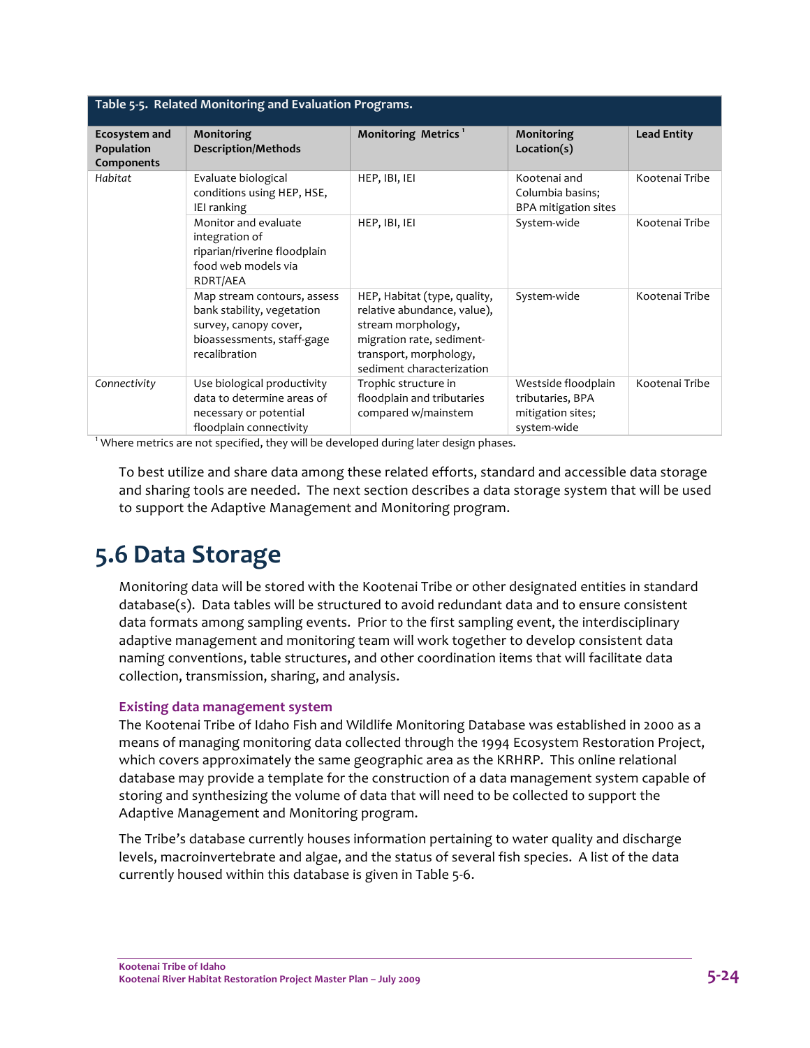**Table 5-5. Related Monitoring and Evaluation Programs.**

| Ecosystem and Population Components | Monitoring Description/Methods | Monitoring Metrics [1] | Monitoring Location(s) | Lead Entity |
|---|---|---|---|---|
| *Habitat* | Evaluate biological conditions using HEP, HSE, IEI ranking | HEP, IBI, IEI | Kootenai and Columbia basins; BPA mitigation sites | Kootenai Tribe |
| | Monitor and evaluate integration of riparian/riverine floodplain food web models via RDRT/AEA | HEP, IBI, IEI | System-wide | Kootenai Tribe |
| | Map stream contours, assess bank stability, vegetation survey, canopy cover, bioassessments, staff-gage recalibration | HEP, Habitat (type, quality, relative abundance, value), stream morphology, migration rate, sediment-transport, morphology, sediment characterization | System-wide | Kootenai Tribe |
| *Connectivity* | Use biological productivity data to determine areas of necessary or potential floodplain connectivity | Trophic structure in floodplain and tributaries compared w/mainstem | Westside floodplain tributaries, BPA mitigation sites; system-wide | Kootenai Tribe |

[1] Where metrics are not specified, they will be developed during later design phases.

To best utilize and share data among these related efforts, standard and accessible data storage and sharing tools are needed. The next section describes a data storage system that will be used to support the Adaptive Management and Monitoring program.

## 5.6 Data Storage

Monitoring data will be stored with the Kootenai Tribe or other designated entities in standard database(s). Data tables will be structured to avoid redundant data and to ensure consistent data formats among sampling events. Prior to the first sampling event, the interdisciplinary adaptive management and monitoring team will work together to develop consistent data naming conventions, table structures, and other coordination items that will facilitate data collection, transmission, sharing, and analysis.

### Existing data management system

The Kootenai Tribe of Idaho Fish and Wildlife Monitoring Database was established in 2000 as a means of managing monitoring data collected through the 1994 Ecosystem Restoration Project, which covers approximately the same geographic area as the KRHRP. This online relational database may provide a template for the construction of a data management system capable of storing and synthesizing the volume of data that will need to be collected to support the Adaptive Management and Monitoring program.

The Tribe's database currently houses information pertaining to water quality and discharge levels, macroinvertebrate and algae, and the status of several fish species. A list of the data currently housed within this database is given in Table 5-6.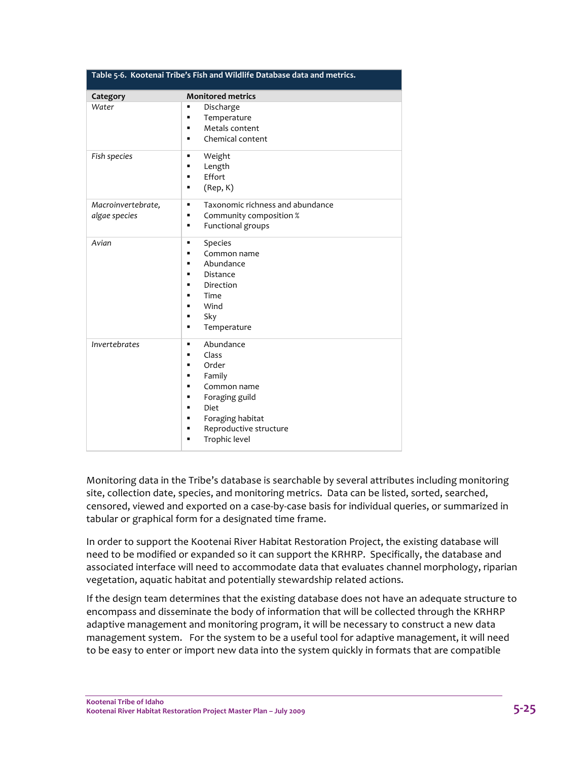**Table 5-6. Kootenai Tribe's Fish and Wildlife Database data and metrics.**

| Category | Monitored metrics |
|---|---|
| *Water* | ▪ Discharge<br>▪ Temperature<br>▪ Metals content<br>▪ Chemical content |
| *Fish species* | ▪ Weight<br>▪ Length<br>▪ Effort<br>▪ (Rep, K) |
| *Macroinvertebrate, algae species* | ▪ Taxonomic richness and abundance<br>▪ Community composition %<br>▪ Functional groups |
| *Avian* | ▪ Species<br>▪ Common name<br>▪ Abundance<br>▪ Distance<br>▪ Direction<br>▪ Time<br>▪ Wind<br>▪ Sky<br>▪ Temperature |
| *Invertebrates* | ▪ Abundance<br>▪ Class<br>▪ Order<br>▪ Family<br>▪ Common name<br>▪ Foraging guild<br>▪ Diet<br>▪ Foraging habitat<br>▪ Reproductive structure<br>▪ Trophic level |

Monitoring data in the Tribe's database is searchable by several attributes including monitoring site, collection date, species, and monitoring metrics. Data can be listed, sorted, searched, censored, viewed and exported on a case-by-case basis for individual queries, or summarized in tabular or graphical form for a designated time frame.

In order to support the Kootenai River Habitat Restoration Project, the existing database will need to be modified or expanded so it can support the KRHRP. Specifically, the database and associated interface will need to accommodate data that evaluates channel morphology, riparian vegetation, aquatic habitat and potentially stewardship related actions.

If the design team determines that the existing database does not have an adequate structure to encompass and disseminate the body of information that will be collected through the KRHRP adaptive management and monitoring program, it will be necessary to construct a new data management system. For the system to be a useful tool for adaptive management, it will need to be easy to enter or import new data into the system quickly in formats that are compatible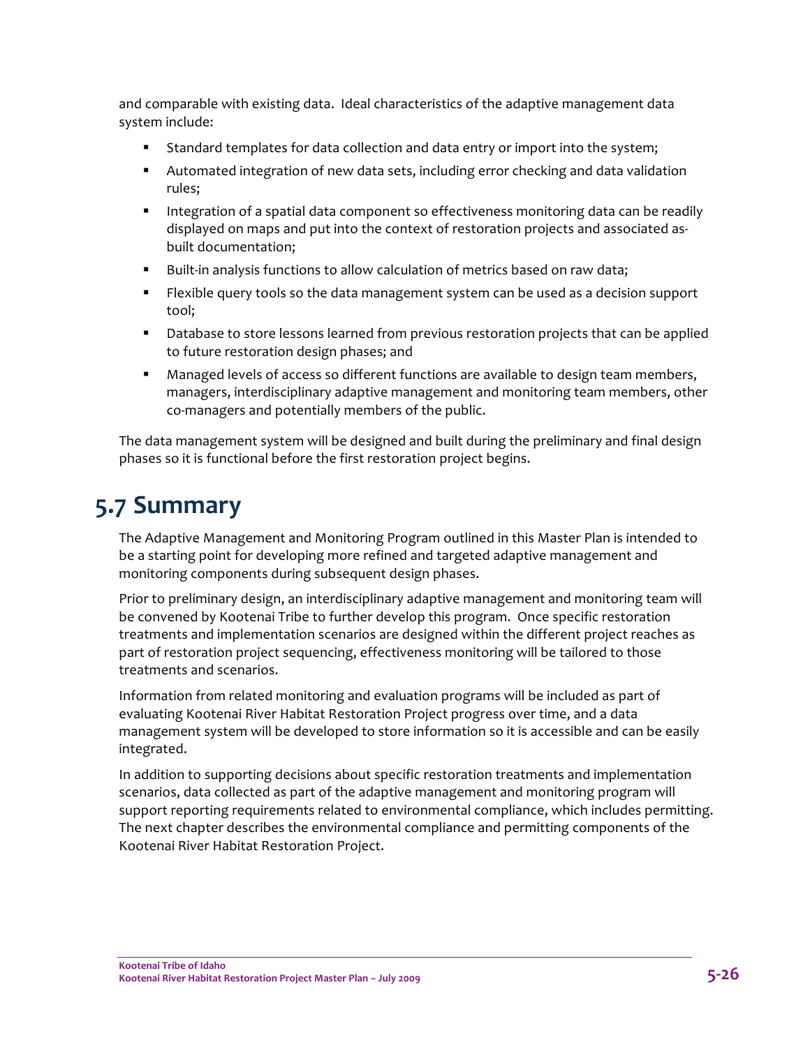and comparable with existing data. Ideal characteristics of the adaptive management data system include:

- Standard templates for data collection and data entry or import into the system;
- Automated integration of new data sets, including error checking and data validation rules;
- Integration of a spatial data component so effectiveness monitoring data can be readily displayed on maps and put into the context of restoration projects and associated as-built documentation;
- Built-in analysis functions to allow calculation of metrics based on raw data;
- Flexible query tools so the data management system can be used as a decision support tool;
- Database to store lessons learned from previous restoration projects that can be applied to future restoration design phases; and
- Managed levels of access so different functions are available to design team members, managers, interdisciplinary adaptive management and monitoring team members, other co-managers and potentially members of the public.

The data management system will be designed and built during the preliminary and final design phases so it is functional before the first restoration project begins.

## 5.7 Summary

The Adaptive Management and Monitoring Program outlined in this Master Plan is intended to be a starting point for developing more refined and targeted adaptive management and monitoring components during subsequent design phases.

Prior to preliminary design, an interdisciplinary adaptive management and monitoring team will be convened by Kootenai Tribe to further develop this program. Once specific restoration treatments and implementation scenarios are designed within the different project reaches as part of restoration project sequencing, effectiveness monitoring will be tailored to those treatments and scenarios.

Information from related monitoring and evaluation programs will be included as part of evaluating Kootenai River Habitat Restoration Project progress over time, and a data management system will be developed to store information so it is accessible and can be easily integrated.

In addition to supporting decisions about specific restoration treatments and implementation scenarios, data collected as part of the adaptive management and monitoring program will support reporting requirements related to environmental compliance, which includes permitting. The next chapter describes the environmental compliance and permitting components of the Kootenai River Habitat Restoration Project.